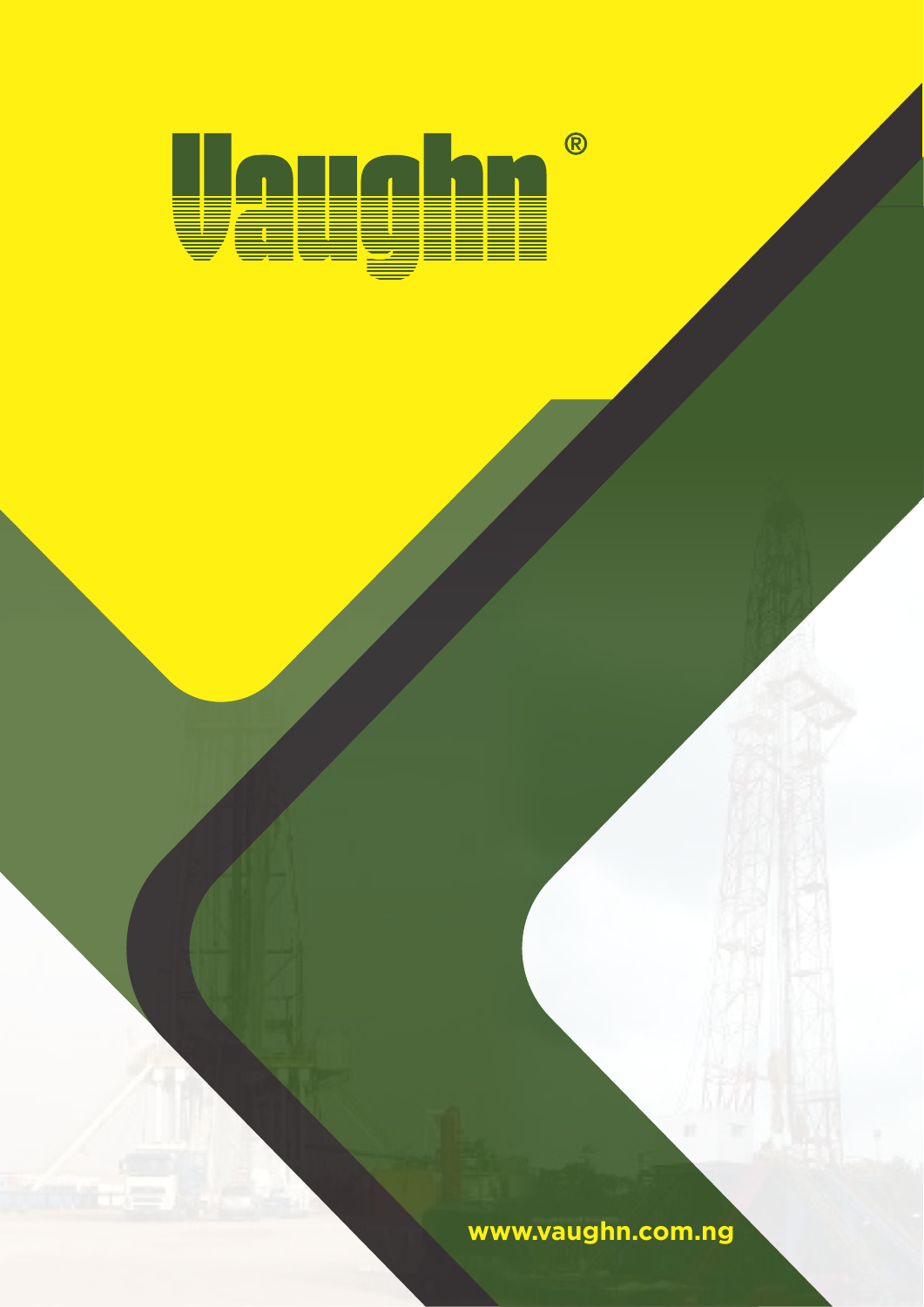# Vaughn®

www.vaughn.com.ng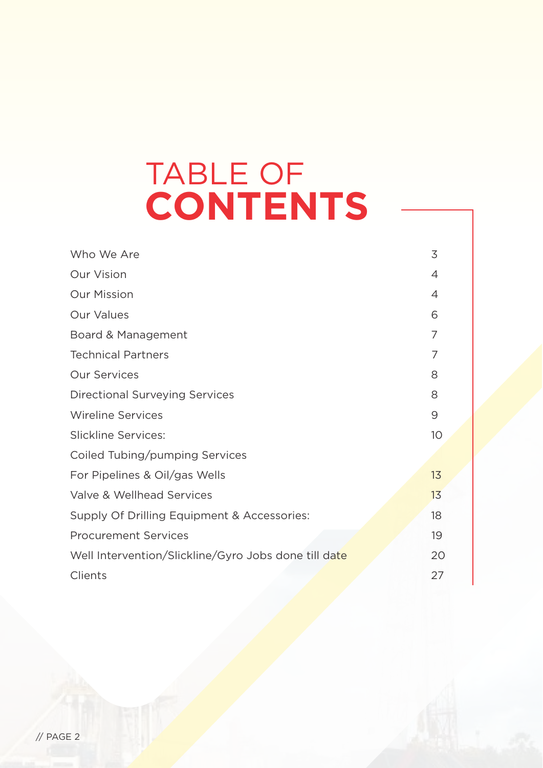# TABLE OF **CONTENTS**

| | |
|---|---|
| Who We Are | 3 |
| Our Vision | 4 |
| Our Mission | 4 |
| Our Values | 6 |
| Board & Management | 7 |
| Technical Partners | 7 |
| Our Services | 8 |
| Directional Surveying Services | 8 |
| Wireline Services | 9 |
| Slickline Services: | 10 |
| Coiled Tubing/pumping Services | |
| For Pipelines & Oil/gas Wells | 13 |
| Valve & Wellhead Services | 13 |
| Supply Of Drilling Equipment & Accessories: | 18 |
| Procurement Services | 19 |
| Well Intervention/Slickline/Gyro Jobs done till date | 20 |
| Clients | 27 |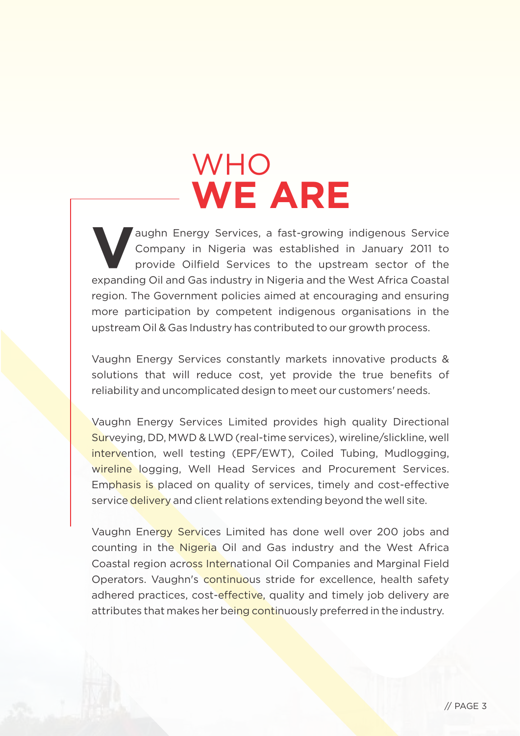# WHO WE ARE

Vaughn Energy Services, a fast-growing indigenous Service Company in Nigeria was established in January 2011 to provide Oilfield Services to the upstream sector of the expanding Oil and Gas industry in Nigeria and the West Africa Coastal region. The Government policies aimed at encouraging and ensuring more participation by competent indigenous organisations in the upstream Oil & Gas Industry has contributed to our growth process.

Vaughn Energy Services constantly markets innovative products & solutions that will reduce cost, yet provide the true benefits of reliability and uncomplicated design to meet our customers' needs.

Vaughn Energy Services Limited provides high quality Directional Surveying, DD, MWD & LWD (real-time services), wireline/slickline, well intervention, well testing (EPF/EWT), Coiled Tubing, Mudlogging, wireline logging, Well Head Services and Procurement Services. Emphasis is placed on quality of services, timely and cost-effective service delivery and client relations extending beyond the well site.

Vaughn Energy Services Limited has done well over 200 jobs and counting in the Nigeria Oil and Gas industry and the West Africa Coastal region across International Oil Companies and Marginal Field Operators. Vaughn's continuous stride for excellence, health safety adhered practices, cost-effective, quality and timely job delivery are attributes that makes her being continuously preferred in the industry.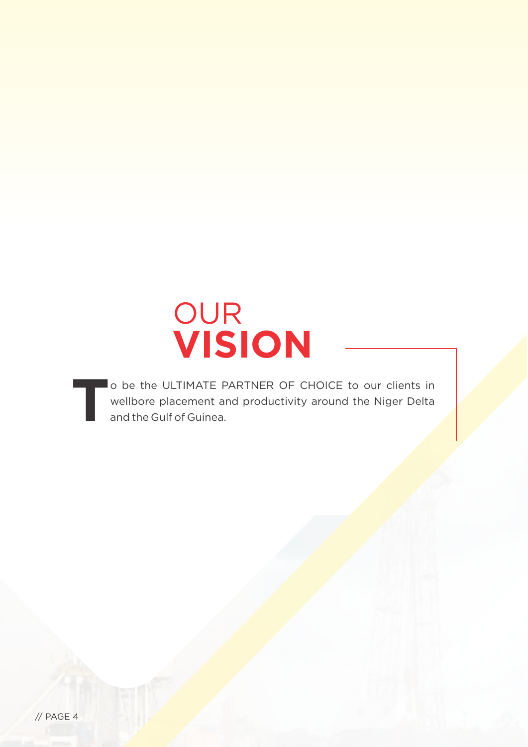# OUR **VISION**

To be the ULTIMATE PARTNER OF CHOICE to our clients in wellbore placement and productivity around the Niger Delta and the Gulf of Guinea.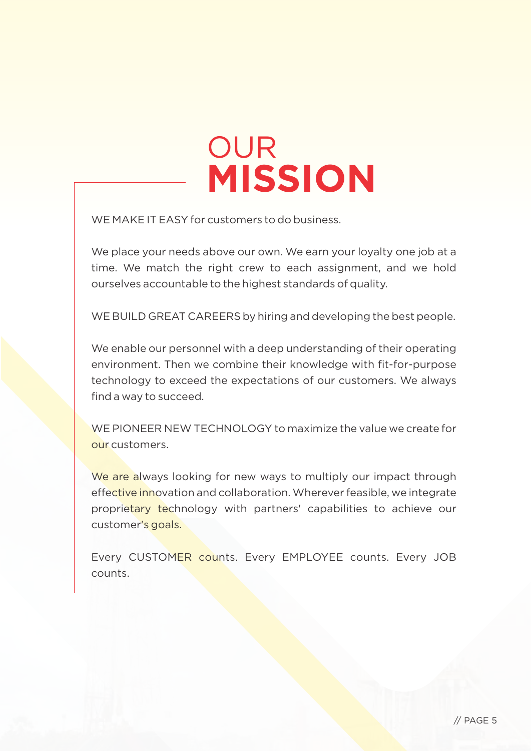# OUR **MISSION**

WE MAKE IT EASY for customers to do business.

We place your needs above our own. We earn your loyalty one job at a time. We match the right crew to each assignment, and we hold ourselves accountable to the highest standards of quality.

WE BUILD GREAT CAREERS by hiring and developing the best people.

We enable our personnel with a deep understanding of their operating environment. Then we combine their knowledge with fit-for-purpose technology to exceed the expectations of our customers. We always find a way to succeed.

WE PIONEER NEW TECHNOLOGY to maximize the value we create for our customers.

We are always looking for new ways to multiply our impact through effective innovation and collaboration. Wherever feasible, we integrate proprietary technology with partners' capabilities to achieve our customer's goals.

Every CUSTOMER counts. Every EMPLOYEE counts. Every JOB counts.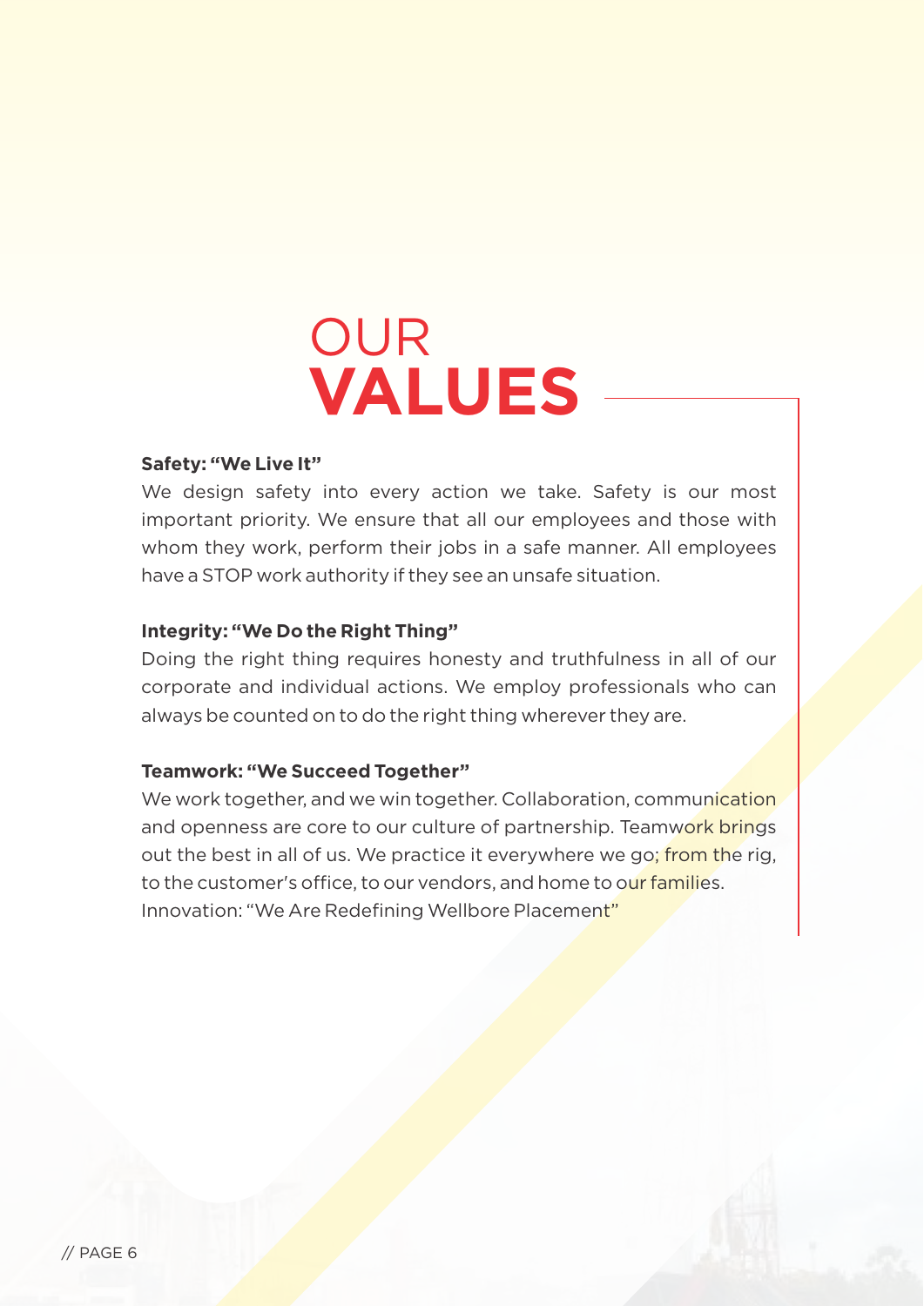# OUR **VALUES**

**Safety: "We Live It"**
We design safety into every action we take. Safety is our most important priority. We ensure that all our employees and those with whom they work, perform their jobs in a safe manner. All employees have a STOP work authority if they see an unsafe situation.

**Integrity: "We Do the Right Thing"**
Doing the right thing requires honesty and truthfulness in all of our corporate and individual actions. We employ professionals who can always be counted on to do the right thing wherever they are.

**Teamwork: "We Succeed Together"**
We work together, and we win together. Collaboration, communication and openness are core to our culture of partnership. Teamwork brings out the best in all of us. We practice it everywhere we go; from the rig, to the customer's office, to our vendors, and home to our families.
Innovation: "We Are Redefining Wellbore Placement"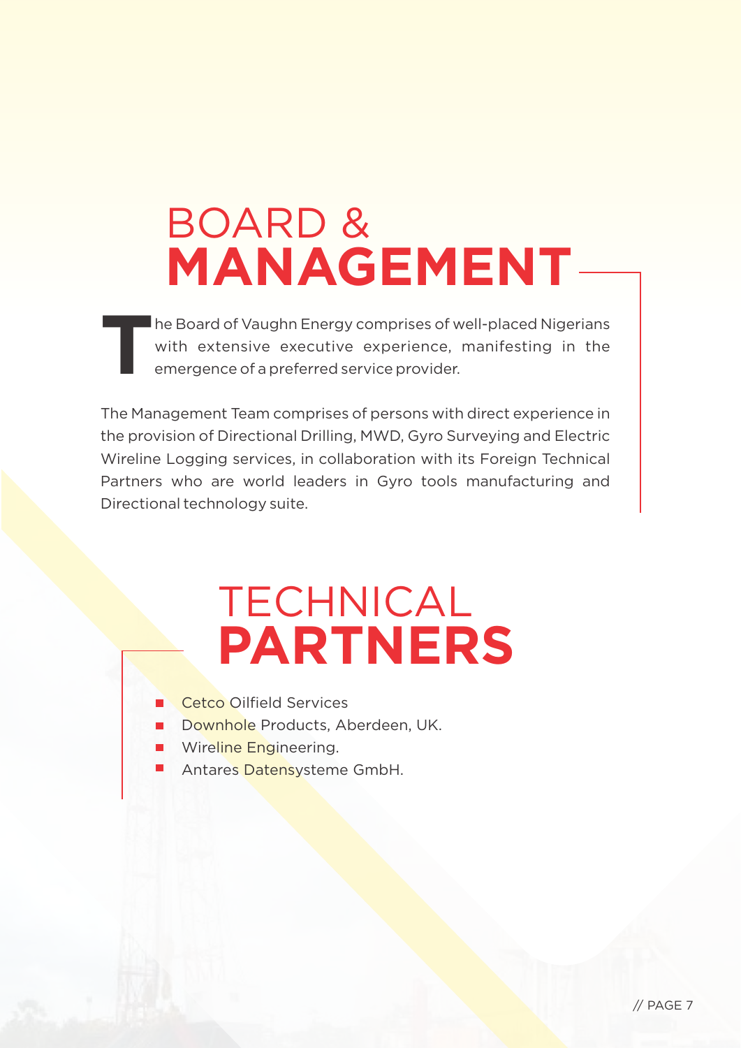# BOARD & MANAGEMENT

The Board of Vaughn Energy comprises of well-placed Nigerians with extensive executive experience, manifesting in the emergence of a preferred service provider.

The Management Team comprises of persons with direct experience in the provision of Directional Drilling, MWD, Gyro Surveying and Electric Wireline Logging services, in collaboration with its Foreign Technical Partners who are world leaders in Gyro tools manufacturing and Directional technology suite.

# TECHNICAL PARTNERS

- Cetco Oilfield Services
- Downhole Products, Aberdeen, UK.
- Wireline Engineering.
- Antares Datensysteme GmbH.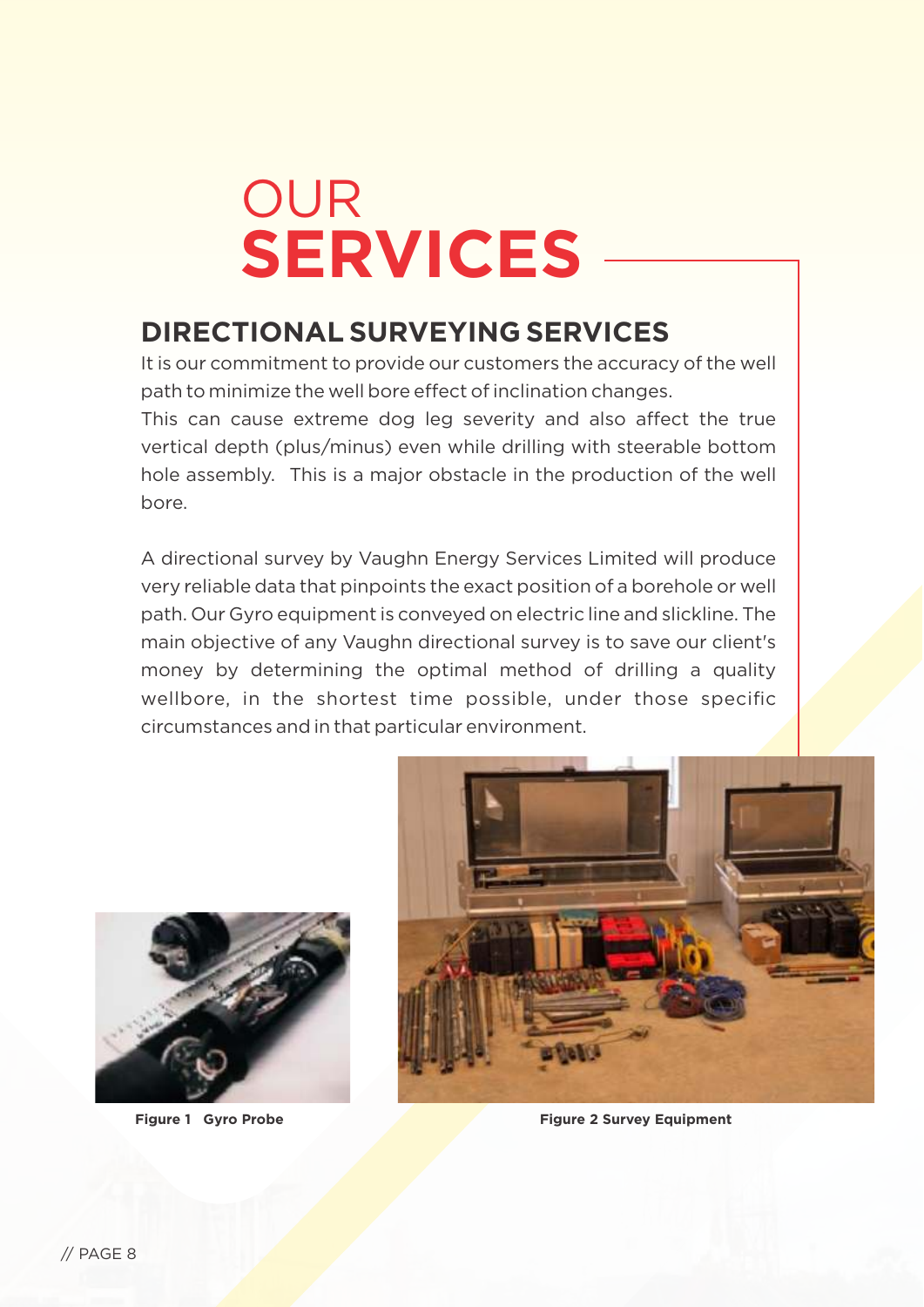# OUR SERVICES

## DIRECTIONAL SURVEYING SERVICES

It is our commitment to provide our customers the accuracy of the well path to minimize the well bore effect of inclination changes.
This can cause extreme dog leg severity and also affect the true vertical depth (plus/minus) even while drilling with steerable bottom hole assembly. This is a major obstacle in the production of the well bore.

A directional survey by Vaughn Energy Services Limited will produce very reliable data that pinpoints the exact position of a borehole or well path. Our Gyro equipment is conveyed on electric line and slickline. The main objective of any Vaughn directional survey is to save our client's money by determining the optimal method of drilling a quality wellbore, in the shortest time possible, under those specific circumstances and in that particular environment.

**Figure 1 Gyro Probe**

**Figure 2 Survey Equipment**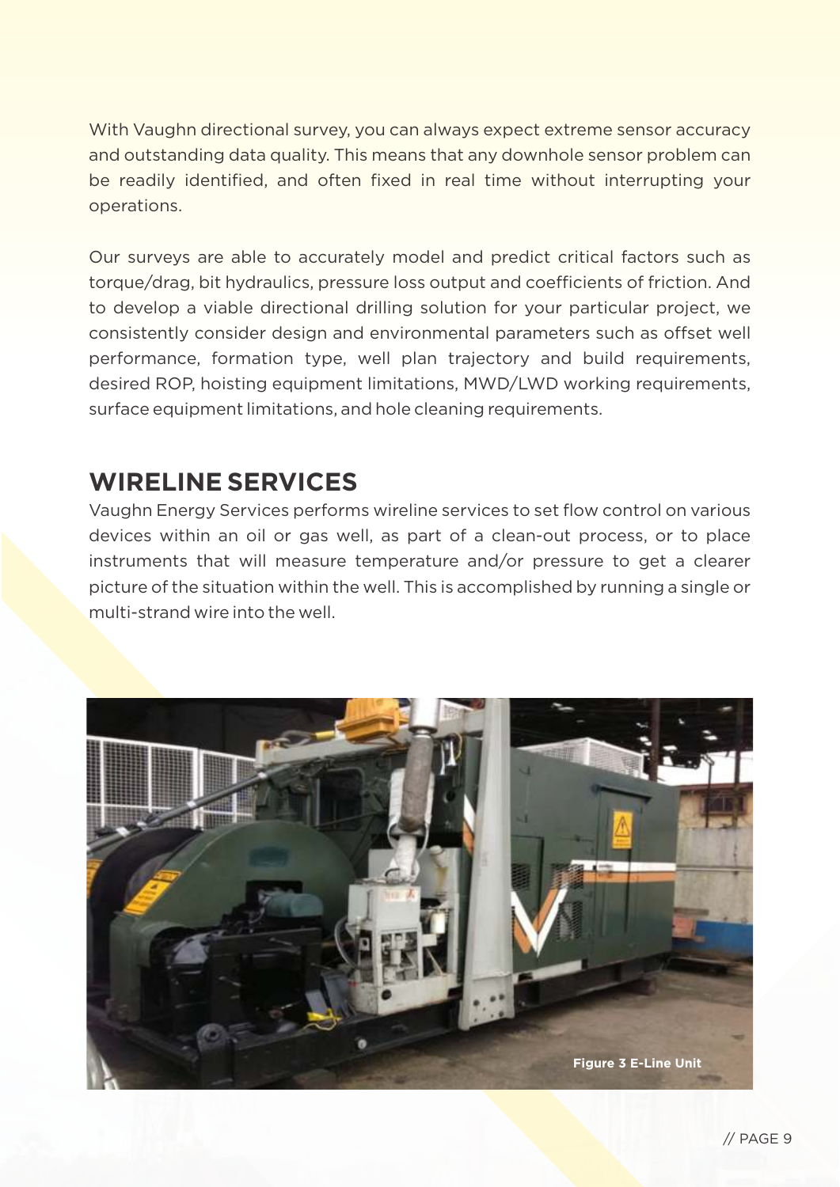With Vaughn directional survey, you can always expect extreme sensor accuracy and outstanding data quality. This means that any downhole sensor problem can be readily identified, and often fixed in real time without interrupting your operations.

Our surveys are able to accurately model and predict critical factors such as torque/drag, bit hydraulics, pressure loss output and coefficients of friction. And to develop a viable directional drilling solution for your particular project, we consistently consider design and environmental parameters such as offset well performance, formation type, well plan trajectory and build requirements, desired ROP, hoisting equipment limitations, MWD/LWD working requirements, surface equipment limitations, and hole cleaning requirements.

## WIRELINE SERVICES

Vaughn Energy Services performs wireline services to set flow control on various devices within an oil or gas well, as part of a clean-out process, or to place instruments that will measure temperature and/or pressure to get a clearer picture of the situation within the well. This is accomplished by running a single or multi-strand wire into the well.

**Figure 3 E-Line Unit**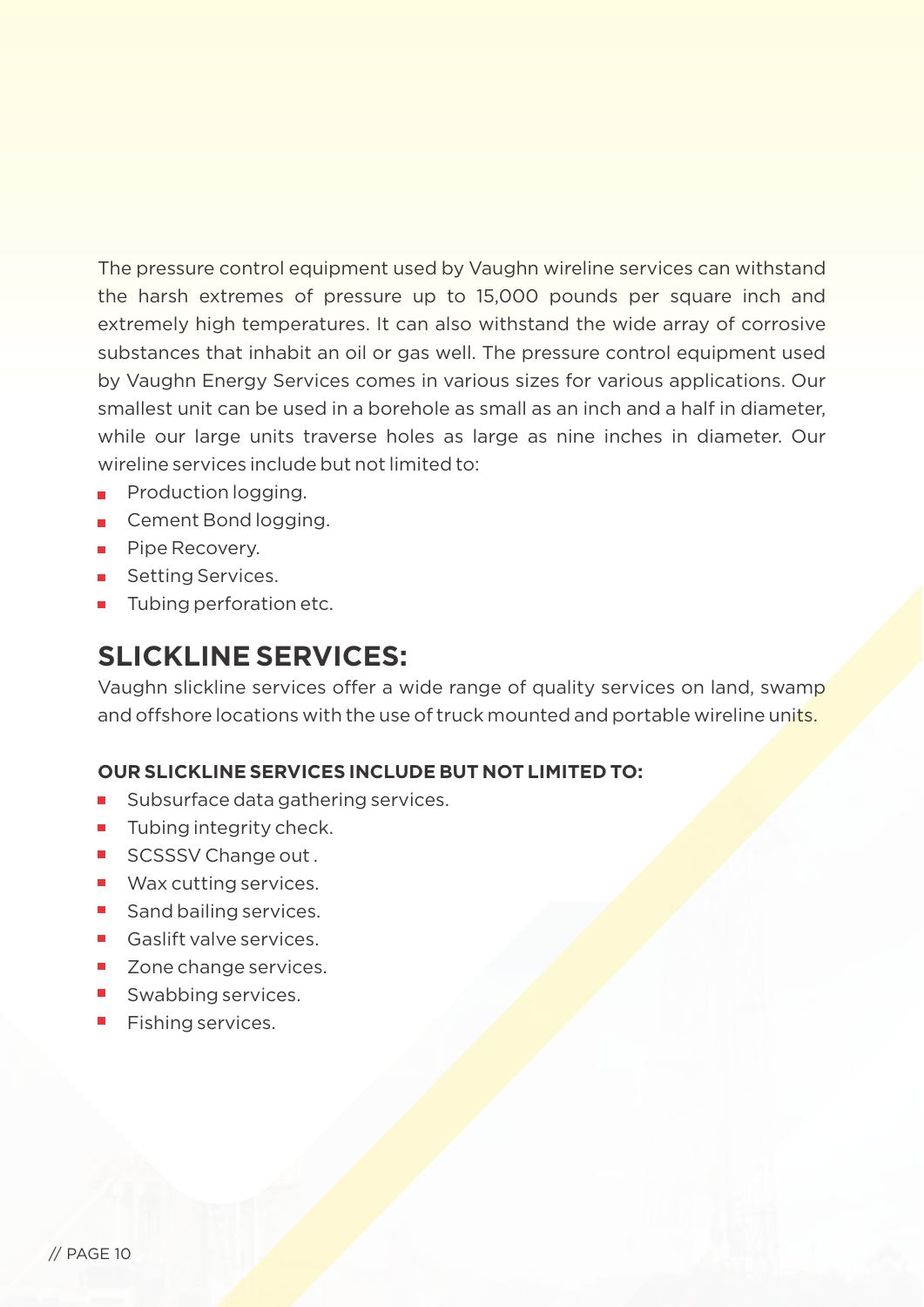The pressure control equipment used by Vaughn wireline services can withstand the harsh extremes of pressure up to 15,000 pounds per square inch and extremely high temperatures. It can also withstand the wide array of corrosive substances that inhabit an oil or gas well. The pressure control equipment used by Vaughn Energy Services comes in various sizes for various applications. Our smallest unit can be used in a borehole as small as an inch and a half in diameter, while our large units traverse holes as large as nine inches in diameter. Our wireline services include but not limited to:

- Production logging.
- Cement Bond logging.
- Pipe Recovery.
- Setting Services.
- Tubing perforation etc.

## SLICKLINE SERVICES:

Vaughn slickline services offer a wide range of quality services on land, swamp and offshore locations with the use of truck mounted and portable wireline units.

**OUR SLICKLINE SERVICES INCLUDE BUT NOT LIMITED TO:**

- Subsurface data gathering services.
- Tubing integrity check.
- SCSSSV Change out .
- Wax cutting services.
- Sand bailing services.
- Gaslift valve services.
- Zone change services.
- Swabbing services.
- Fishing services.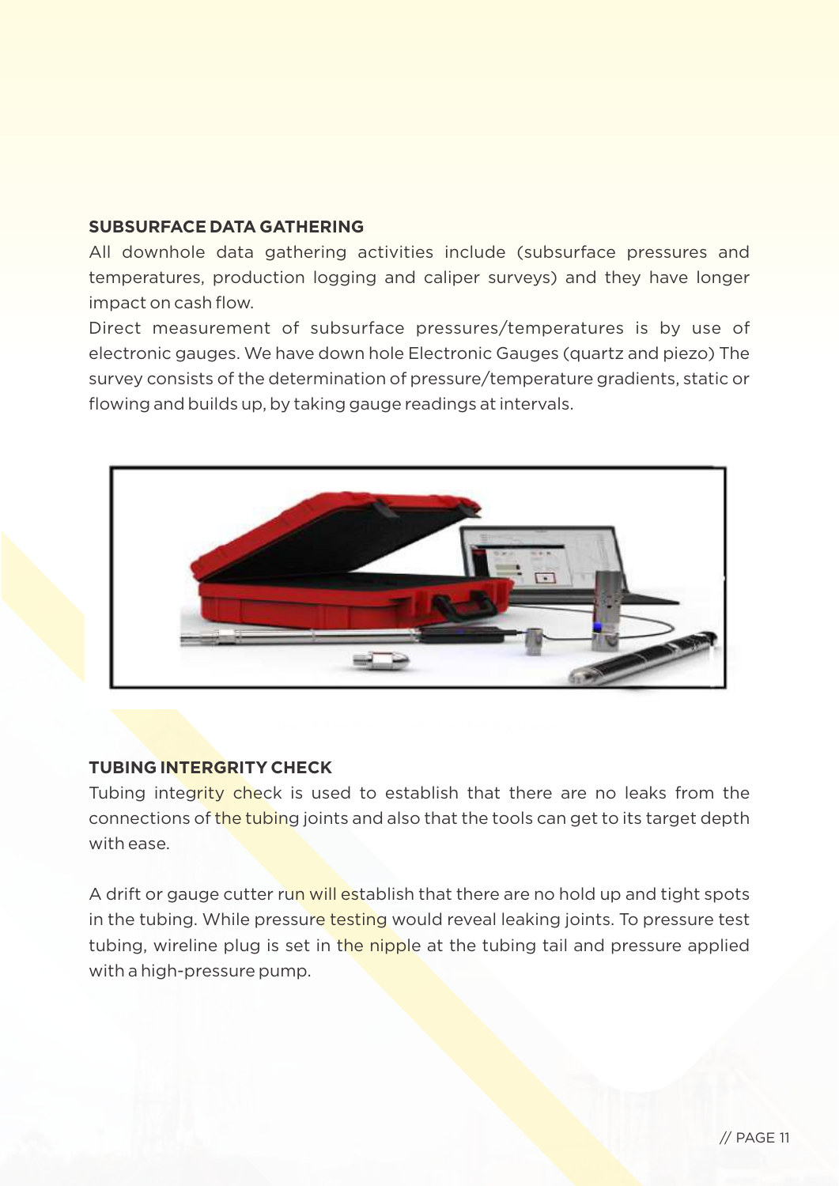## SUBSURFACE DATA GATHERING

All downhole data gathering activities include (subsurface pressures and temperatures, production logging and caliper surveys) and they have longer impact on cash flow.

Direct measurement of subsurface pressures/temperatures is by use of electronic gauges. We have down hole Electronic Gauges (quartz and piezo) The survey consists of the determination of pressure/temperature gradients, static or flowing and builds up, by taking gauge readings at intervals.

## TUBING INTERGRITY CHECK

Tubing integrity check is used to establish that there are no leaks from the connections of the tubing joints and also that the tools can get to its target depth with ease.

A drift or gauge cutter run will establish that there are no hold up and tight spots in the tubing. While pressure testing would reveal leaking joints. To pressure test tubing, wireline plug is set in the nipple at the tubing tail and pressure applied with a high-pressure pump.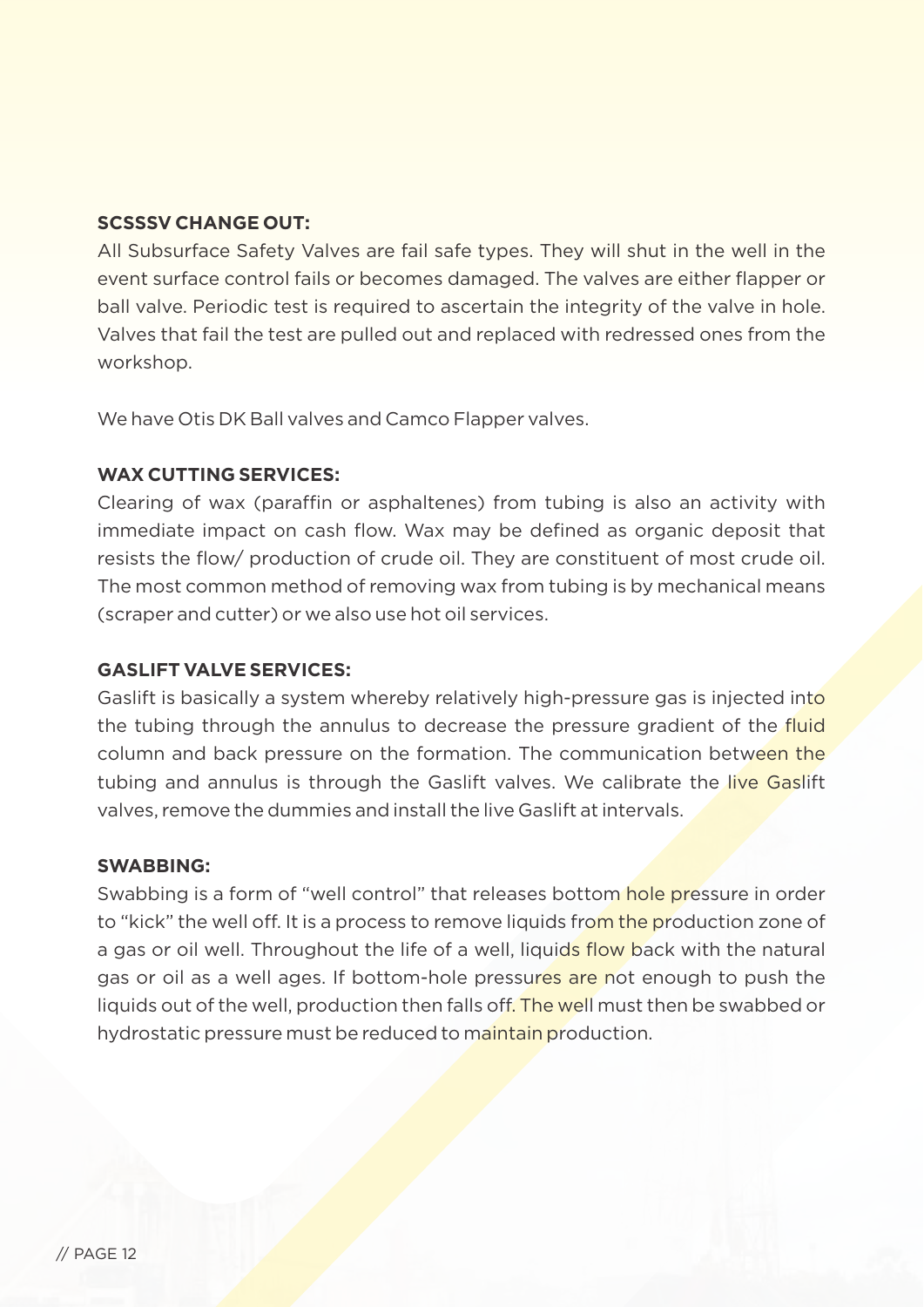**SCSSSV CHANGE OUT:**

All Subsurface Safety Valves are fail safe types. They will shut in the well in the event surface control fails or becomes damaged. The valves are either flapper or ball valve. Periodic test is required to ascertain the integrity of the valve in hole. Valves that fail the test are pulled out and replaced with redressed ones from the workshop.

We have Otis DK Ball valves and Camco Flapper valves.

**WAX CUTTING SERVICES:**

Clearing of wax (paraffin or asphaltenes) from tubing is also an activity with immediate impact on cash flow. Wax may be defined as organic deposit that resists the flow/ production of crude oil. They are constituent of most crude oil. The most common method of removing wax from tubing is by mechanical means (scraper and cutter) or we also use hot oil services.

**GASLIFT VALVE SERVICES:**

Gaslift is basically a system whereby relatively high-pressure gas is injected into the tubing through the annulus to decrease the pressure gradient of the fluid column and back pressure on the formation. The communication between the tubing and annulus is through the Gaslift valves. We calibrate the live Gaslift valves, remove the dummies and install the live Gaslift at intervals.

**SWABBING:**

Swabbing is a form of "well control" that releases bottom hole pressure in order to "kick" the well off. It is a process to remove liquids from the production zone of a gas or oil well. Throughout the life of a well, liquids flow back with the natural gas or oil as a well ages. If bottom-hole pressures are not enough to push the liquids out of the well, production then falls off. The well must then be swabbed or hydrostatic pressure must be reduced to maintain production.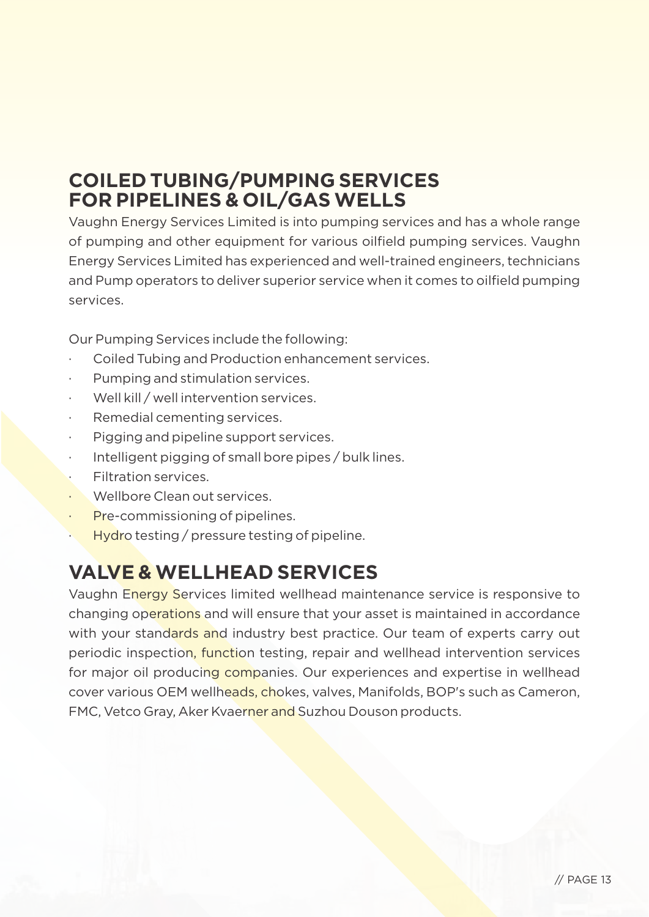## COILED TUBING/PUMPING SERVICES FOR PIPELINES & OIL/GAS WELLS

Vaughn Energy Services Limited is into pumping services and has a whole range of pumping and other equipment for various oilfield pumping services. Vaughn Energy Services Limited has experienced and well-trained engineers, technicians and Pump operators to deliver superior service when it comes to oilfield pumping services.

Our Pumping Services include the following:

- Coiled Tubing and Production enhancement services.
- Pumping and stimulation services.
- Well kill / well intervention services.
- Remedial cementing services.
- Pigging and pipeline support services.
- Intelligent pigging of small bore pipes / bulk lines.
- Filtration services.
- Wellbore Clean out services.
- Pre-commissioning of pipelines.
- Hydro testing / pressure testing of pipeline.

## VALVE & WELLHEAD SERVICES

Vaughn Energy Services limited wellhead maintenance service is responsive to changing operations and will ensure that your asset is maintained in accordance with your standards and industry best practice. Our team of experts carry out periodic inspection, function testing, repair and wellhead intervention services for major oil producing companies. Our experiences and expertise in wellhead cover various OEM wellheads, chokes, valves, Manifolds, BOP's such as Cameron, FMC, Vetco Gray, Aker Kvaerner and Suzhou Douson products.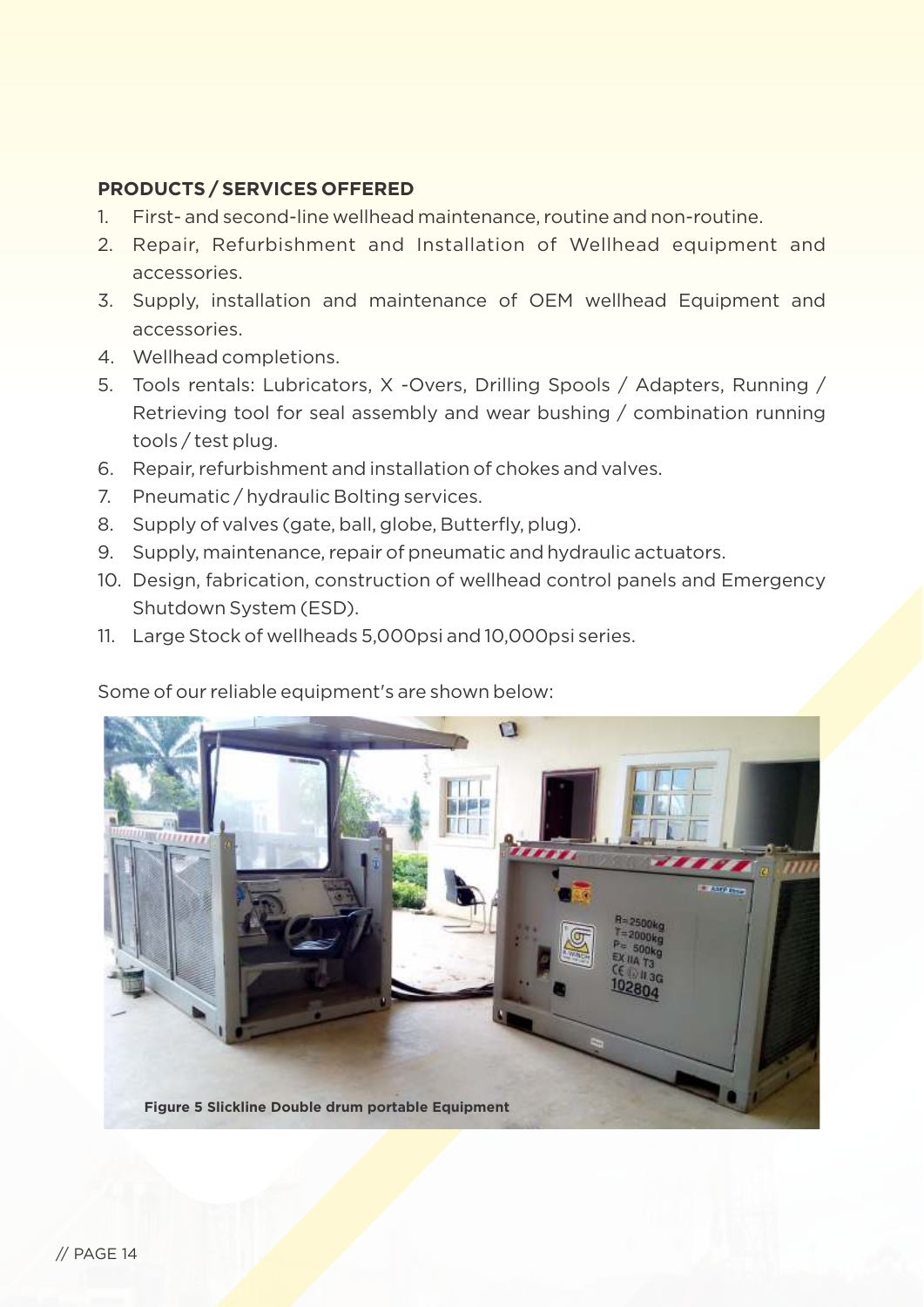**PRODUCTS / SERVICES OFFERED**

1. First- and second-line wellhead maintenance, routine and non-routine.
2. Repair, Refurbishment and Installation of Wellhead equipment and accessories.
3. Supply, installation and maintenance of OEM wellhead Equipment and accessories.
4. Wellhead completions.
5. Tools rentals: Lubricators, X -Overs, Drilling Spools / Adapters, Running / Retrieving tool for seal assembly and wear bushing / combination running tools / test plug.
6. Repair, refurbishment and installation of chokes and valves.
7. Pneumatic / hydraulic Bolting services.
8. Supply of valves (gate, ball, globe, Butterfly, plug).
9. Supply, maintenance, repair of pneumatic and hydraulic actuators.
10. Design, fabrication, construction of wellhead control panels and Emergency Shutdown System (ESD).
11. Large Stock of wellheads 5,000psi and 10,000psi series.

Some of our reliable equipment's are shown below:

**Figure 5 Slickline Double drum portable Equipment**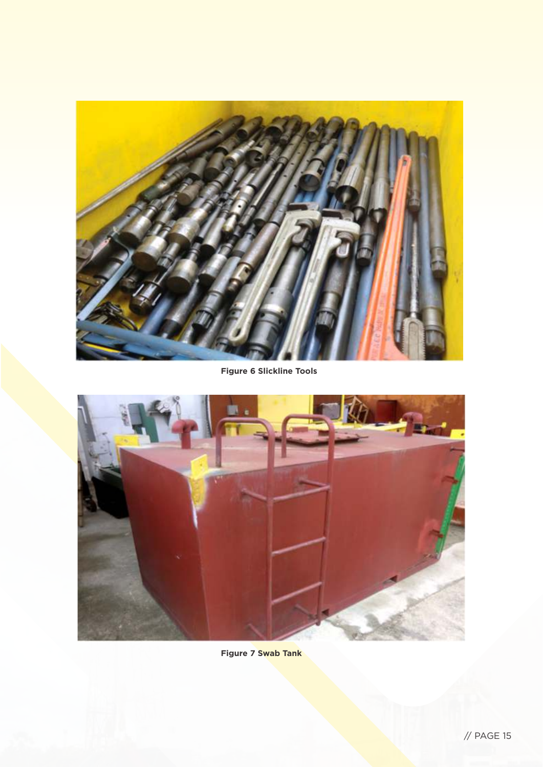Figure 6 Slickline Tools

Figure 7 Swab Tank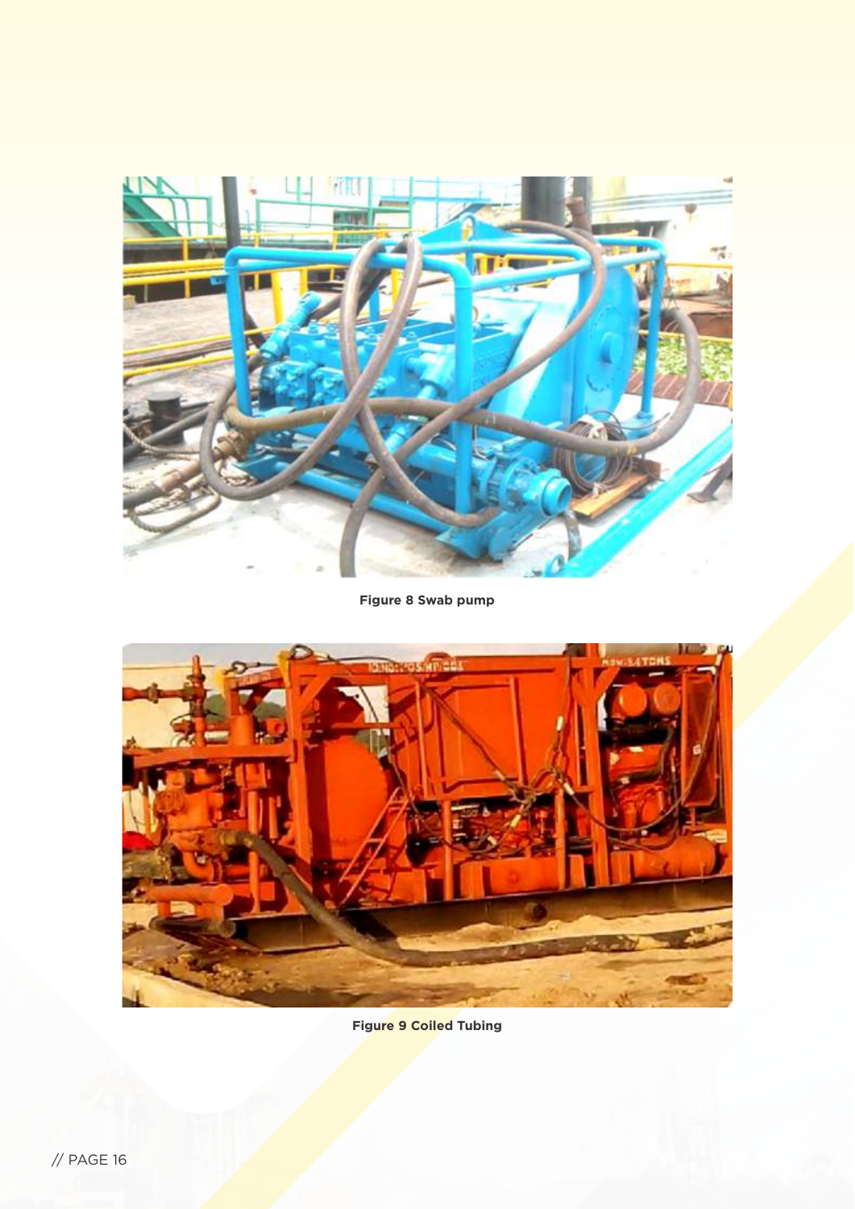Figure 8 Swab pump

Figure 9 Coiled Tubing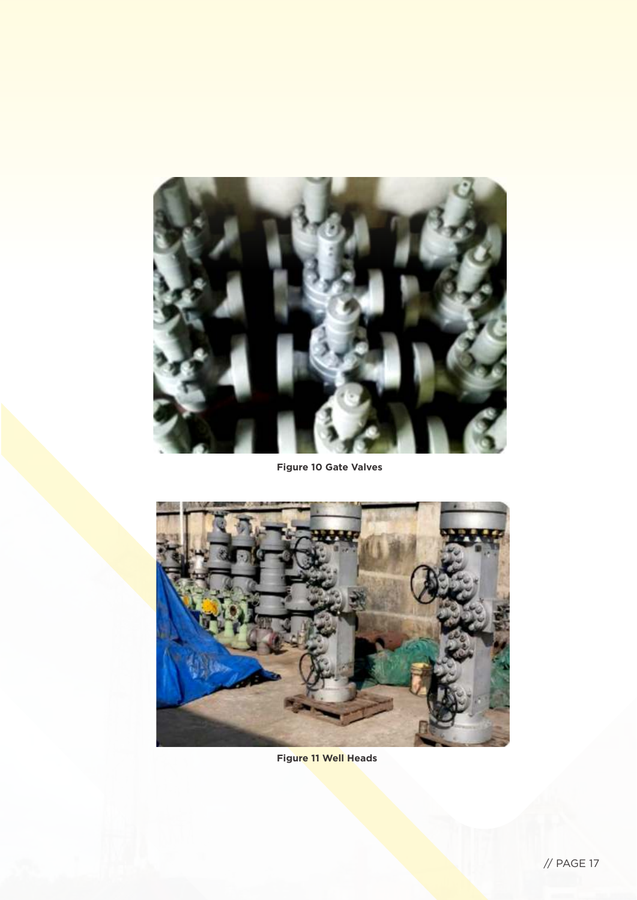Figure 10 Gate Valves

Figure 11 Well Heads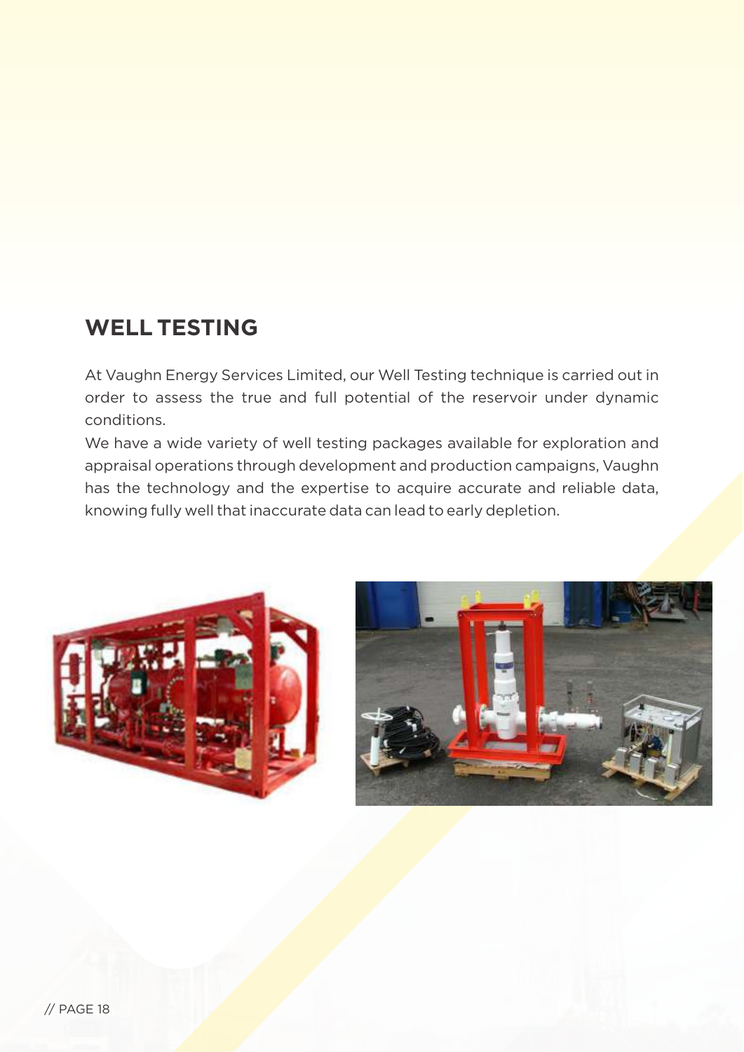## WELL TESTING

At Vaughn Energy Services Limited, our Well Testing technique is carried out in order to assess the true and full potential of the reservoir under dynamic conditions.

We have a wide variety of well testing packages available for exploration and appraisal operations through development and production campaigns, Vaughn has the technology and the expertise to acquire accurate and reliable data, knowing fully well that inaccurate data can lead to early depletion.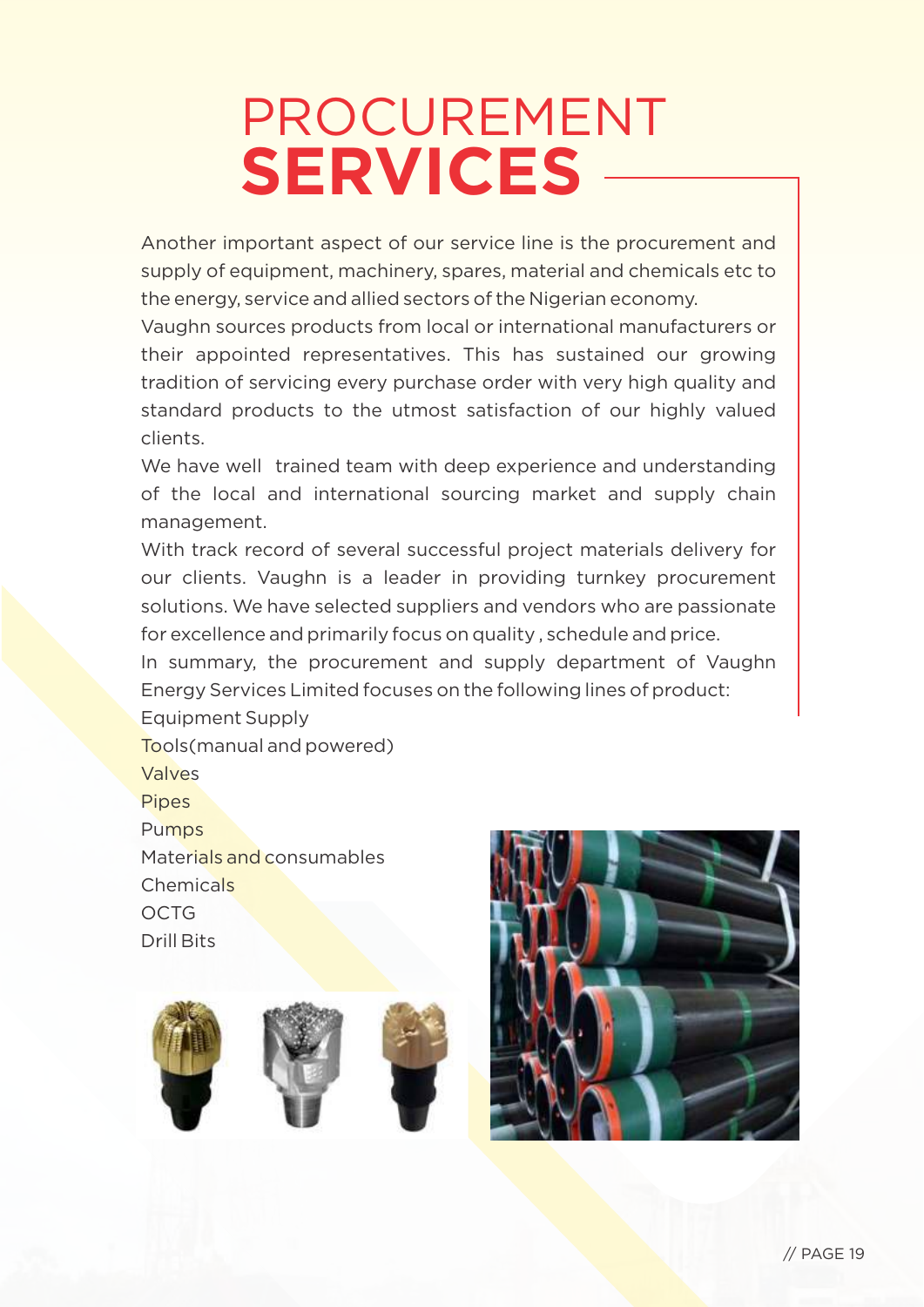# PROCUREMENT **SERVICES**

Another important aspect of our service line is the procurement and supply of equipment, machinery, spares, material and chemicals etc to the energy, service and allied sectors of the Nigerian economy.

Vaughn sources products from local or international manufacturers or their appointed representatives. This has sustained our growing tradition of servicing every purchase order with very high quality and standard products to the utmost satisfaction of our highly valued clients.

We have well trained team with deep experience and understanding of the local and international sourcing market and supply chain management.

With track record of several successful project materials delivery for our clients. Vaughn is a leader in providing turnkey procurement solutions. We have selected suppliers and vendors who are passionate for excellence and primarily focus on quality , schedule and price.

In summary, the procurement and supply department of Vaughn Energy Services Limited focuses on the following lines of product:

Equipment Supply
Tools(manual and powered)
Valves
Pipes
Pumps
Materials and consumables
Chemicals
OCTG
Drill Bits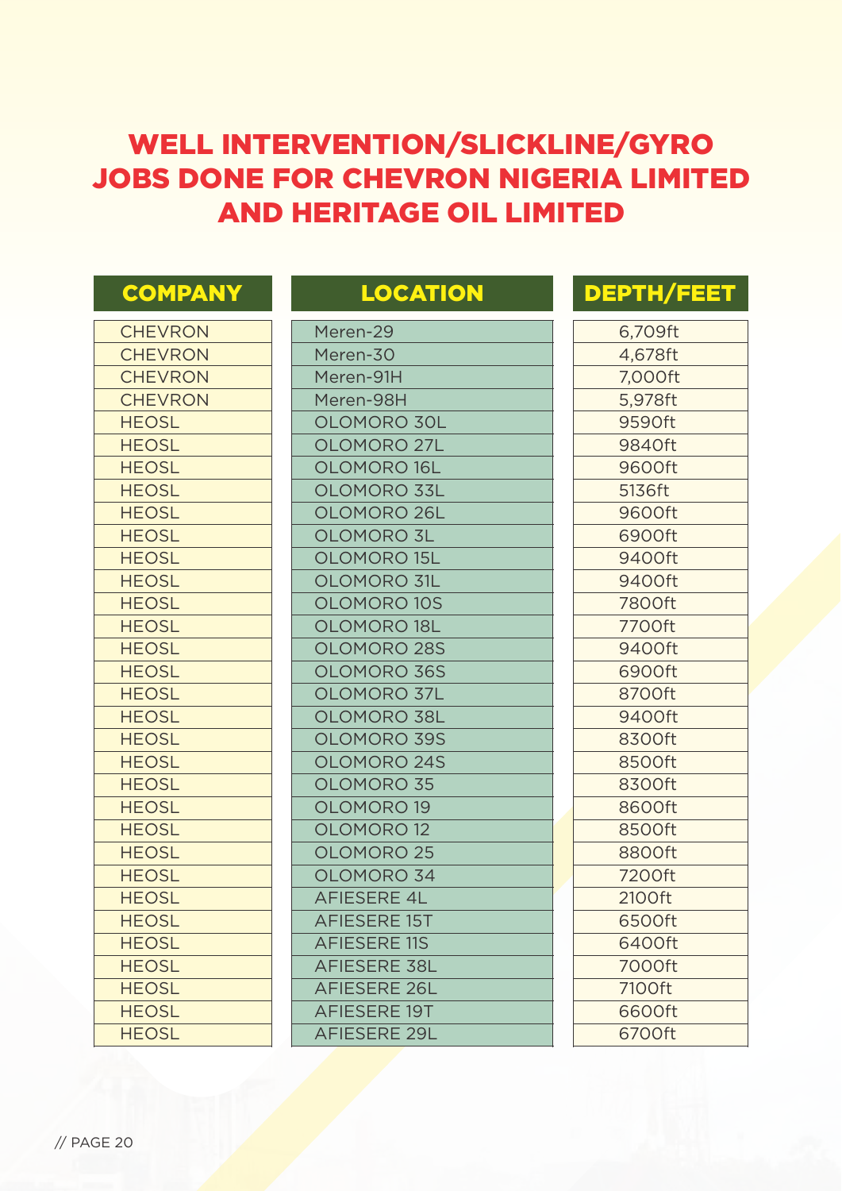# WELL INTERVENTION/SLICKLINE/GYRO JOBS DONE FOR CHEVRON NIGERIA LIMITED AND HERITAGE OIL LIMITED

| COMPANY | LOCATION | DEPTH/FEET |
|---|---|---|
| CHEVRON | Meren-29 | 6,709ft |
| CHEVRON | Meren-30 | 4,678ft |
| CHEVRON | Meren-91H | 7,000ft |
| CHEVRON | Meren-98H | 5,978ft |
| HEOSL | OLOMORO 30L | 9590ft |
| HEOSL | OLOMORO 27L | 9840ft |
| HEOSL | OLOMORO 16L | 9600ft |
| HEOSL | OLOMORO 33L | 5136ft |
| HEOSL | OLOMORO 26L | 9600ft |
| HEOSL | OLOMORO 3L | 6900ft |
| HEOSL | OLOMORO 15L | 9400ft |
| HEOSL | OLOMORO 31L | 9400ft |
| HEOSL | OLOMORO 10S | 7800ft |
| HEOSL | OLOMORO 18L | 7700ft |
| HEOSL | OLOMORO 28S | 9400ft |
| HEOSL | OLOMORO 36S | 6900ft |
| HEOSL | OLOMORO 37L | 8700ft |
| HEOSL | OLOMORO 38L | 9400ft |
| HEOSL | OLOMORO 39S | 8300ft |
| HEOSL | OLOMORO 24S | 8500ft |
| HEOSL | OLOMORO 35 | 8300ft |
| HEOSL | OLOMORO 19 | 8600ft |
| HEOSL | OLOMORO 12 | 8500ft |
| HEOSL | OLOMORO 25 | 8800ft |
| HEOSL | OLOMORO 34 | 7200ft |
| HEOSL | AFIESERE 4L | 2100ft |
| HEOSL | AFIESERE 15T | 6500ft |
| HEOSL | AFIESERE 11S | 6400ft |
| HEOSL | AFIESERE 38L | 7000ft |
| HEOSL | AFIESERE 26L | 7100ft |
| HEOSL | AFIESERE 19T | 6600ft |
| HEOSL | AFIESERE 29L | 6700ft |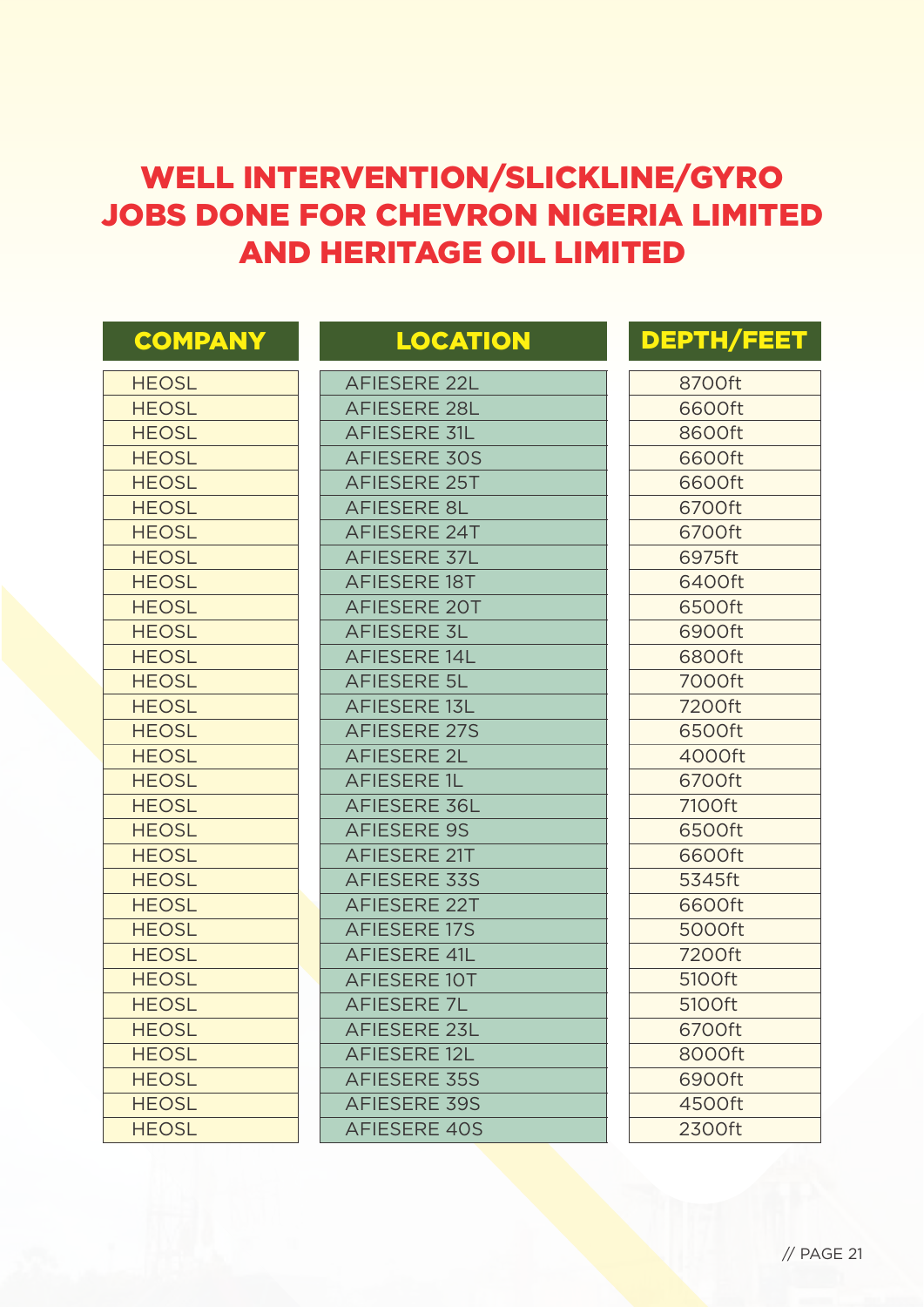# WELL INTERVENTION/SLICKLINE/GYRO JOBS DONE FOR CHEVRON NIGERIA LIMITED AND HERITAGE OIL LIMITED

| COMPANY | LOCATION | DEPTH/FEET |
|---|---|---|
| HEOSL | AFIESERE 22L | 8700ft |
| HEOSL | AFIESERE 28L | 6600ft |
| HEOSL | AFIESERE 31L | 8600ft |
| HEOSL | AFIESERE 30S | 6600ft |
| HEOSL | AFIESERE 25T | 6600ft |
| HEOSL | AFIESERE 8L | 6700ft |
| HEOSL | AFIESERE 24T | 6700ft |
| HEOSL | AFIESERE 37L | 6975ft |
| HEOSL | AFIESERE 18T | 6400ft |
| HEOSL | AFIESERE 20T | 6500ft |
| HEOSL | AFIESERE 3L | 6900ft |
| HEOSL | AFIESERE 14L | 6800ft |
| HEOSL | AFIESERE 5L | 7000ft |
| HEOSL | AFIESERE 13L | 7200ft |
| HEOSL | AFIESERE 27S | 6500ft |
| HEOSL | AFIESERE 2L | 4000ft |
| HEOSL | AFIESERE 1L | 6700ft |
| HEOSL | AFIESERE 36L | 7100ft |
| HEOSL | AFIESERE 9S | 6500ft |
| HEOSL | AFIESERE 21T | 6600ft |
| HEOSL | AFIESERE 33S | 5345ft |
| HEOSL | AFIESERE 22T | 6600ft |
| HEOSL | AFIESERE 17S | 5000ft |
| HEOSL | AFIESERE 41L | 7200ft |
| HEOSL | AFIESERE 10T | 5100ft |
| HEOSL | AFIESERE 7L | 5100ft |
| HEOSL | AFIESERE 23L | 6700ft |
| HEOSL | AFIESERE 12L | 8000ft |
| HEOSL | AFIESERE 35S | 6900ft |
| HEOSL | AFIESERE 39S | 4500ft |
| HEOSL | AFIESERE 40S | 2300ft |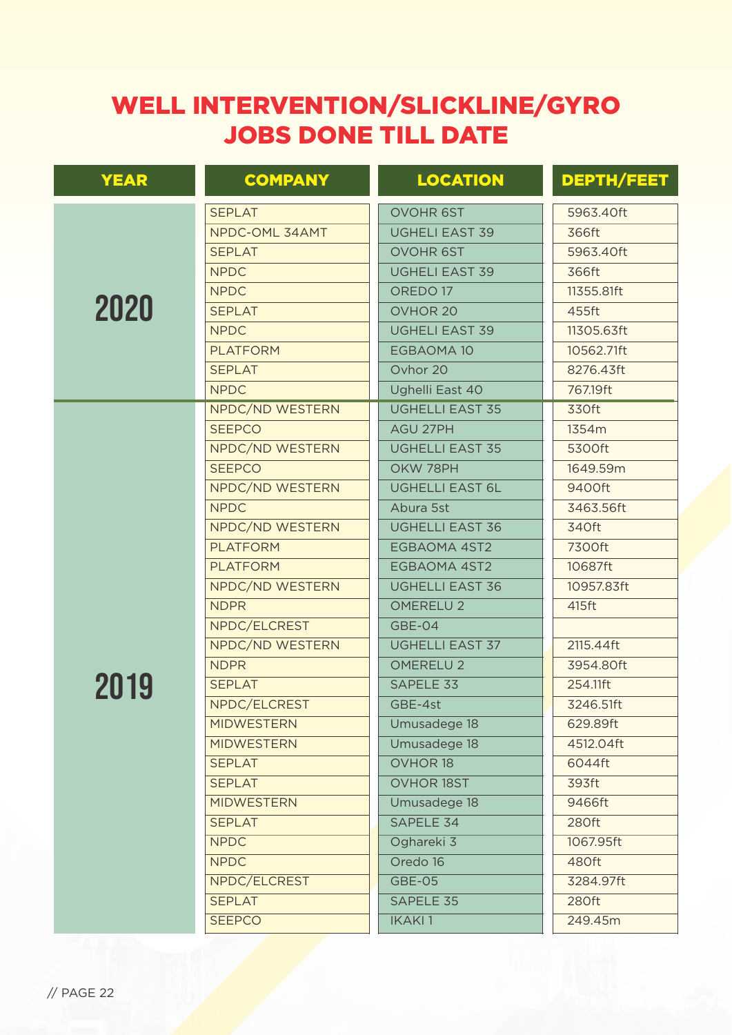# WELL INTERVENTION/SLICKLINE/GYRO JOBS DONE TILL DATE

| YEAR | COMPANY | LOCATION | DEPTH/FEET |
|---|---|---|---|
| 2020 | SEPLAT | OVOHR 6ST | 5963.40ft |
| | NPDC-OML 34AMT | UGHELI EAST 39 | 366ft |
| | SEPLAT | OVOHR 6ST | 5963.40ft |
| | NPDC | UGHELI EAST 39 | 366ft |
| | NPDC | OREDO 17 | 11355.81ft |
| | SEPLAT | OVHOR 20 | 455ft |
| | NPDC | UGHELI EAST 39 | 11305.63ft |
| | PLATFORM | EGBAOMA 10 | 10562.71ft |
| | SEPLAT | Ovhor 20 | 8276.43ft |
| | NPDC | Ughelli East 40 | 767.19ft |
| 2019 | NPDC/ND WESTERN | UGHELLI EAST 35 | 330ft |
| | SEEPCO | AGU 27PH | 1354m |
| | NPDC/ND WESTERN | UGHELLI EAST 35 | 5300ft |
| | SEEPCO | OKW 78PH | 1649.59m |
| | NPDC/ND WESTERN | UGHELLI EAST 6L | 9400ft |
| | NPDC | Abura 5st | 3463.56ft |
| | NPDC/ND WESTERN | UGHELLI EAST 36 | 340ft |
| | PLATFORM | EGBAOMA 4ST2 | 7300ft |
| | PLATFORM | EGBAOMA 4ST2 | 10687ft |
| | NPDC/ND WESTERN | UGHELLI EAST 36 | 10957.83ft |
| | NDPR | OMERELU 2 | 415ft |
| | NPDC/ELCREST | GBE-04 | |
| | NPDC/ND WESTERN | UGHELLI EAST 37 | 2115.44ft |
| | NDPR | OMERELU 2 | 3954.80ft |
| | SEPLAT | SAPELE 33 | 254.11ft |
| | NPDC/ELCREST | GBE-4st | 3246.51ft |
| | MIDWESTERN | Umusadege 18 | 629.89ft |
| | MIDWESTERN | Umusadege 18 | 4512.04ft |
| | SEPLAT | OVHOR 18 | 6044ft |
| | SEPLAT | OVHOR 18ST | 393ft |
| | MIDWESTERN | Umusadege 18 | 9466ft |
| | SEPLAT | SAPELE 34 | 280ft |
| | NPDC | Oghareki 3 | 1067.95ft |
| | NPDC | Oredo 16 | 480ft |
| | NPDC/ELCREST | GBE-05 | 3284.97ft |
| | SEPLAT | SAPELE 35 | 280ft |
| | SEEPCO | IKAKI 1 | 249.45m |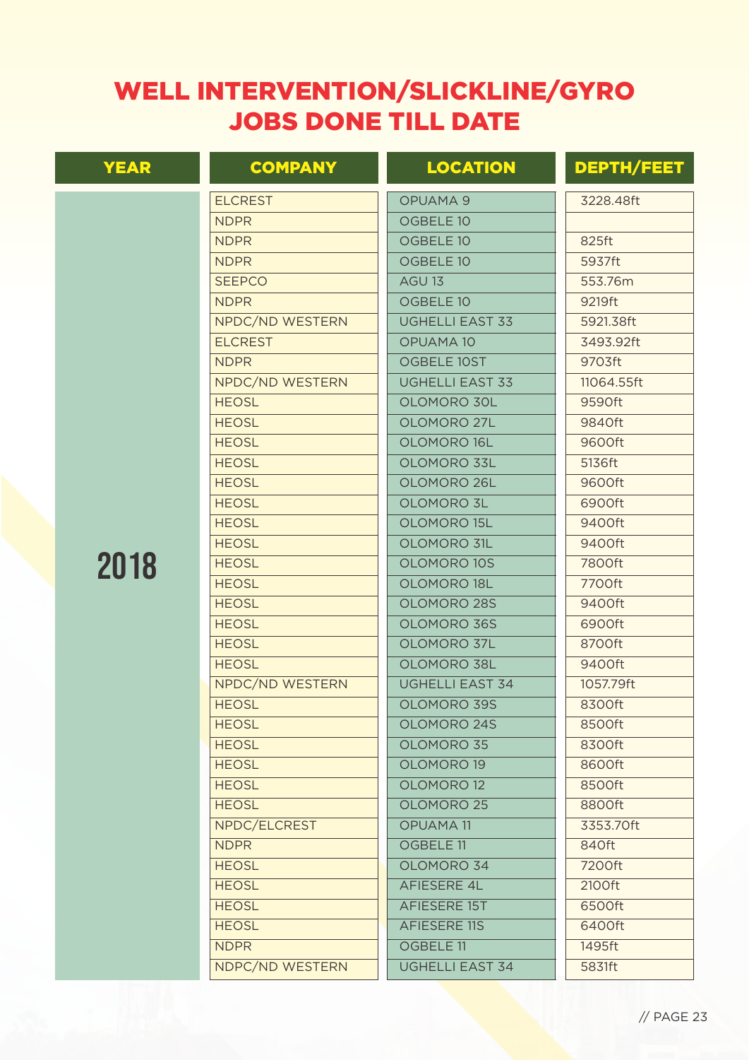# WELL INTERVENTION/SLICKLINE/GYRO JOBS DONE TILL DATE

| YEAR | COMPANY | LOCATION | DEPTH/FEET |
|---|---|---|---|
| 2018 | ELCREST | OPUAMA 9 | 3228.48ft |
| | NDPR | OGBELE 10 | |
| | NDPR | OGBELE 10 | 825ft |
| | NDPR | OGBELE 10 | 5937ft |
| | SEEPCO | AGU 13 | 553.76m |
| | NDPR | OGBELE 10 | 9219ft |
| | NPDC/ND WESTERN | UGHELLI EAST 33 | 5921.38ft |
| | ELCREST | OPUAMA 10 | 3493.92ft |
| | NDPR | OGBELE 10ST | 9703ft |
| | NPDC/ND WESTERN | UGHELLI EAST 33 | 11064.55ft |
| | HEOSL | OLOMORO 30L | 9590ft |
| | HEOSL | OLOMORO 27L | 9840ft |
| | HEOSL | OLOMORO 16L | 9600ft |
| | HEOSL | OLOMORO 33L | 5136ft |
| | HEOSL | OLOMORO 26L | 9600ft |
| | HEOSL | OLOMORO 3L | 6900ft |
| | HEOSL | OLOMORO 15L | 9400ft |
| | HEOSL | OLOMORO 31L | 9400ft |
| | HEOSL | OLOMORO 10S | 7800ft |
| | HEOSL | OLOMORO 18L | 7700ft |
| | HEOSL | OLOMORO 28S | 9400ft |
| | HEOSL | OLOMORO 36S | 6900ft |
| | HEOSL | OLOMORO 37L | 8700ft |
| | HEOSL | OLOMORO 38L | 9400ft |
| | NPDC/ND WESTERN | UGHELLI EAST 34 | 1057.79ft |
| | HEOSL | OLOMORO 39S | 8300ft |
| | HEOSL | OLOMORO 24S | 8500ft |
| | HEOSL | OLOMORO 35 | 8300ft |
| | HEOSL | OLOMORO 19 | 8600ft |
| | HEOSL | OLOMORO 12 | 8500ft |
| | HEOSL | OLOMORO 25 | 8800ft |
| | NPDC/ELCREST | OPUAMA 11 | 3353.70ft |
| | NDPR | OGBELE 11 | 840ft |
| | HEOSL | OLOMORO 34 | 7200ft |
| | HEOSL | AFIESERE 4L | 2100ft |
| | HEOSL | AFIESERE 15T | 6500ft |
| | HEOSL | AFIESERE 11S | 6400ft |
| | NDPR | OGBELE 11 | 1495ft |
| | NDPC/ND WESTERN | UGHELLI EAST 34 | 5831ft |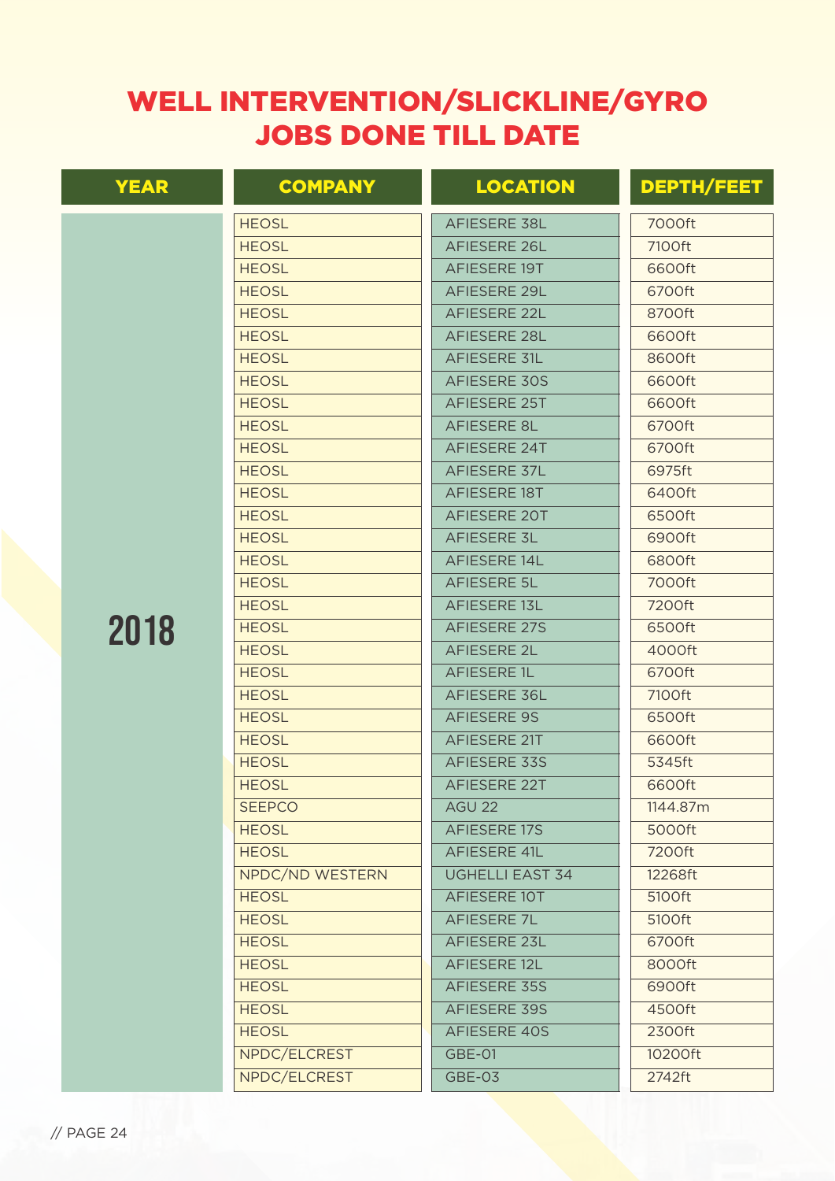# WELL INTERVENTION/SLICKLINE/GYRO JOBS DONE TILL DATE

| YEAR | COMPANY | LOCATION | DEPTH/FEET |
|---|---|---|---|
| 2018 | HEOSL | AFIESERE 38L | 7000ft |
| | HEOSL | AFIESERE 26L | 7100ft |
| | HEOSL | AFIESERE 19T | 6600ft |
| | HEOSL | AFIESERE 29L | 6700ft |
| | HEOSL | AFIESERE 22L | 8700ft |
| | HEOSL | AFIESERE 28L | 6600ft |
| | HEOSL | AFIESERE 31L | 8600ft |
| | HEOSL | AFIESERE 30S | 6600ft |
| | HEOSL | AFIESERE 25T | 6600ft |
| | HEOSL | AFIESERE 8L | 6700ft |
| | HEOSL | AFIESERE 24T | 6700ft |
| | HEOSL | AFIESERE 37L | 6975ft |
| | HEOSL | AFIESERE 18T | 6400ft |
| | HEOSL | AFIESERE 20T | 6500ft |
| | HEOSL | AFIESERE 3L | 6900ft |
| | HEOSL | AFIESERE 14L | 6800ft |
| | HEOSL | AFIESERE 5L | 7000ft |
| | HEOSL | AFIESERE 13L | 7200ft |
| | HEOSL | AFIESERE 27S | 6500ft |
| | HEOSL | AFIESERE 2L | 4000ft |
| | HEOSL | AFIESERE 1L | 6700ft |
| | HEOSL | AFIESERE 36L | 7100ft |
| | HEOSL | AFIESERE 9S | 6500ft |
| | HEOSL | AFIESERE 21T | 6600ft |
| | HEOSL | AFIESERE 33S | 5345ft |
| | HEOSL | AFIESERE 22T | 6600ft |
| | SEEPCO | AGU 22 | 1144.87m |
| | HEOSL | AFIESERE 17S | 5000ft |
| | HEOSL | AFIESERE 41L | 7200ft |
| | NPDC/ND WESTERN | UGHELLI EAST 34 | 12268ft |
| | HEOSL | AFIESERE 10T | 5100ft |
| | HEOSL | AFIESERE 7L | 5100ft |
| | HEOSL | AFIESERE 23L | 6700ft |
| | HEOSL | AFIESERE 12L | 8000ft |
| | HEOSL | AFIESERE 35S | 6900ft |
| | HEOSL | AFIESERE 39S | 4500ft |
| | HEOSL | AFIESERE 40S | 2300ft |
| | NPDC/ELCREST | GBE-01 | 10200ft |
| | NPDC/ELCREST | GBE-03 | 2742ft |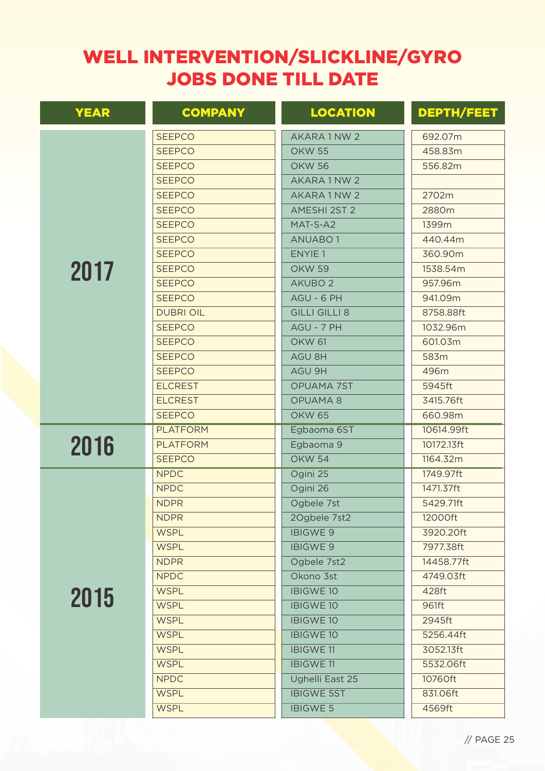# WELL INTERVENTION/SLICKLINE/GYRO JOBS DONE TILL DATE

| YEAR | COMPANY | LOCATION | DEPTH/FEET |
|---|---|---|---|
| 2017 | SEEPCO | AKARA 1 NW 2 | 692.07m |
| | SEEPCO | OKW 55 | 458.83m |
| | SEEPCO | OKW 56 | 556.82m |
| | SEEPCO | AKARA 1 NW 2 | |
| | SEEPCO | AKARA 1 NW 2 | 2702m |
| | SEEPCO | AMESHI 2ST 2 | 2880m |
| | SEEPCO | MAT-S-A2 | 1399m |
| | SEEPCO | ANUABO 1 | 440.44m |
| | SEEPCO | ENYIE 1 | 360.90m |
| | SEEPCO | OKW 59 | 1538.54m |
| | SEEPCO | AKUBO 2 | 957.96m |
| | SEEPCO | AGU - 6 PH | 941.09m |
| | DUBRI OIL | GILLI GILLI 8 | 8758.88ft |
| | SEEPCO | AGU - 7 PH | 1032.96m |
| | SEEPCO | OKW 61 | 601.03m |
| | SEEPCO | AGU 8H | 583m |
| | SEEPCO | AGU 9H | 496m |
| | ELCREST | OPUAMA 7ST | 5945ft |
| | ELCREST | OPUAMA 8 | 3415.76ft |
| | SEEPCO | OKW 65 | 660.98m |
| 2016 | PLATFORM | Egbaoma 6ST | 10614.99ft |
| | PLATFORM | Egbaoma 9 | 10172.13ft |
| | SEEPCO | OKW 54 | 1164.32m |
| 2015 | NPDC | Ogini 25 | 1749.97ft |
| | NPDC | Ogini 26 | 1471.37ft |
| | NDPR | Ogbele 7st | 5429.71ft |
| | NDPR | 2Ogbele 7st2 | 12000ft |
| | WSPL | IBIGWE 9 | 3920.20ft |
| | WSPL | IBIGWE 9 | 7977.38ft |
| | NDPR | Ogbele 7st2 | 14458.77ft |
| | NPDC | Okono 3st | 4749.03ft |
| | WSPL | IBIGWE 10 | 428ft |
| | WSPL | IBIGWE 10 | 961ft |
| | WSPL | IBIGWE 10 | 2945ft |
| | WSPL | IBIGWE 10 | 5256.44ft |
| | WSPL | IBIGWE 11 | 3052.13ft |
| | WSPL | IBIGWE 11 | 5532.06ft |
| | NPDC | Ughelli East 25 | 10760ft |
| | WSPL | IBIGWE 5ST | 831.06ft |
| | WSPL | IBIGWE 5 | 4569ft |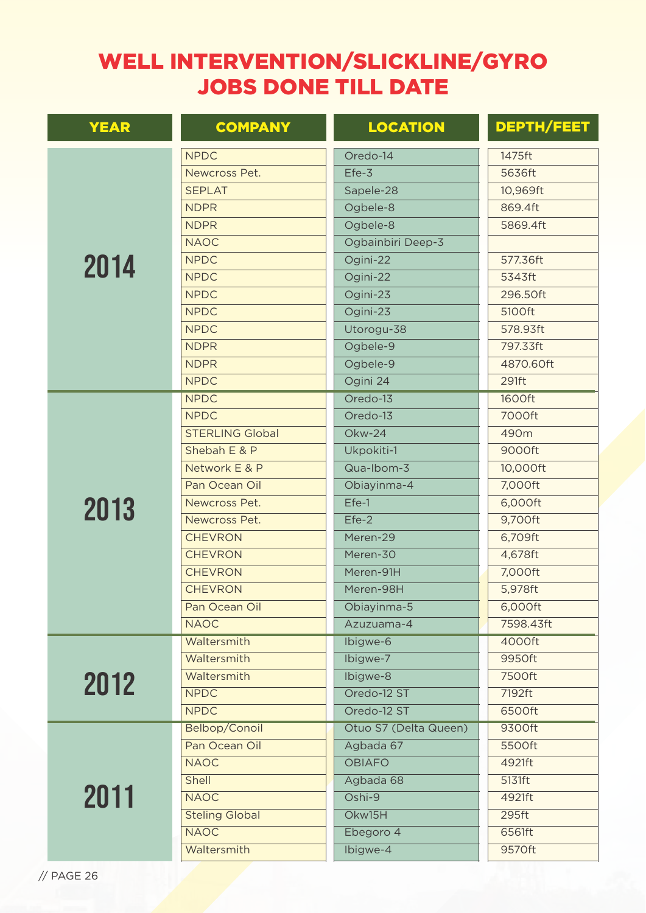# WELL INTERVENTION/SLICKLINE/GYRO JOBS DONE TILL DATE

| YEAR | COMPANY | LOCATION | DEPTH/FEET |
|---|---|---|---|
| 2014 | NPDC | Oredo-14 | 1475ft |
| | Newcross Pet. | Efe-3 | 5636ft |
| | SEPLAT | Sapele-28 | 10,969ft |
| | NDPR | Ogbele-8 | 869.4ft |
| | NDPR | Ogbele-8 | 5869.4ft |
| | NAOC | Ogbainbiri Deep-3 | |
| | NPDC | Ogini-22 | 577.36ft |
| | NPDC | Ogini-22 | 5343ft |
| | NPDC | Ogini-23 | 296.50ft |
| | NPDC | Ogini-23 | 5100ft |
| | NPDC | Utorogu-38 | 578.93ft |
| | NDPR | Ogbele-9 | 797.33ft |
| | NDPR | Ogbele-9 | 4870.60ft |
| | NPDC | Ogini 24 | 291ft |
| 2013 | NPDC | Oredo-13 | 1600ft |
| | NPDC | Oredo-13 | 7000ft |
| | STERLING Global | Okw-24 | 490m |
| | Shebah E & P | Ukpokiti-1 | 9000ft |
| | Network E & P | Qua-Ibom-3 | 10,000ft |
| | Pan Ocean Oil | Obiayinma-4 | 7,000ft |
| | Newcross Pet. | Efe-1 | 6,000ft |
| | Newcross Pet. | Efe-2 | 9,700ft |
| | CHEVRON | Meren-29 | 6,709ft |
| | CHEVRON | Meren-30 | 4,678ft |
| | CHEVRON | Meren-91H | 7,000ft |
| | CHEVRON | Meren-98H | 5,978ft |
| | Pan Ocean Oil | Obiayinma-5 | 6,000ft |
| | NAOC | Azuzuama-4 | 7598.43ft |
| 2012 | Waltersmith | Ibigwe-6 | 4000ft |
| | Waltersmith | Ibigwe-7 | 9950ft |
| | Waltersmith | Ibigwe-8 | 7500ft |
| | NPDC | Oredo-12 ST | 7192ft |
| | NPDC | Oredo-12 ST | 6500ft |
| 2011 | Belbop/Conoil | Otuo S7 (Delta Queen) | 9300ft |
| | Pan Ocean Oil | Agbada 67 | 5500ft |
| | NAOC | OBIAFO | 4921ft |
| | Shell | Agbada 68 | 5131ft |
| | NAOC | Oshi-9 | 4921ft |
| | Steling Global | Okw15H | 295ft |
| | NAOC | Ebegoro 4 | 6561ft |
| | Waltersmith | Ibigwe-4 | 9570ft |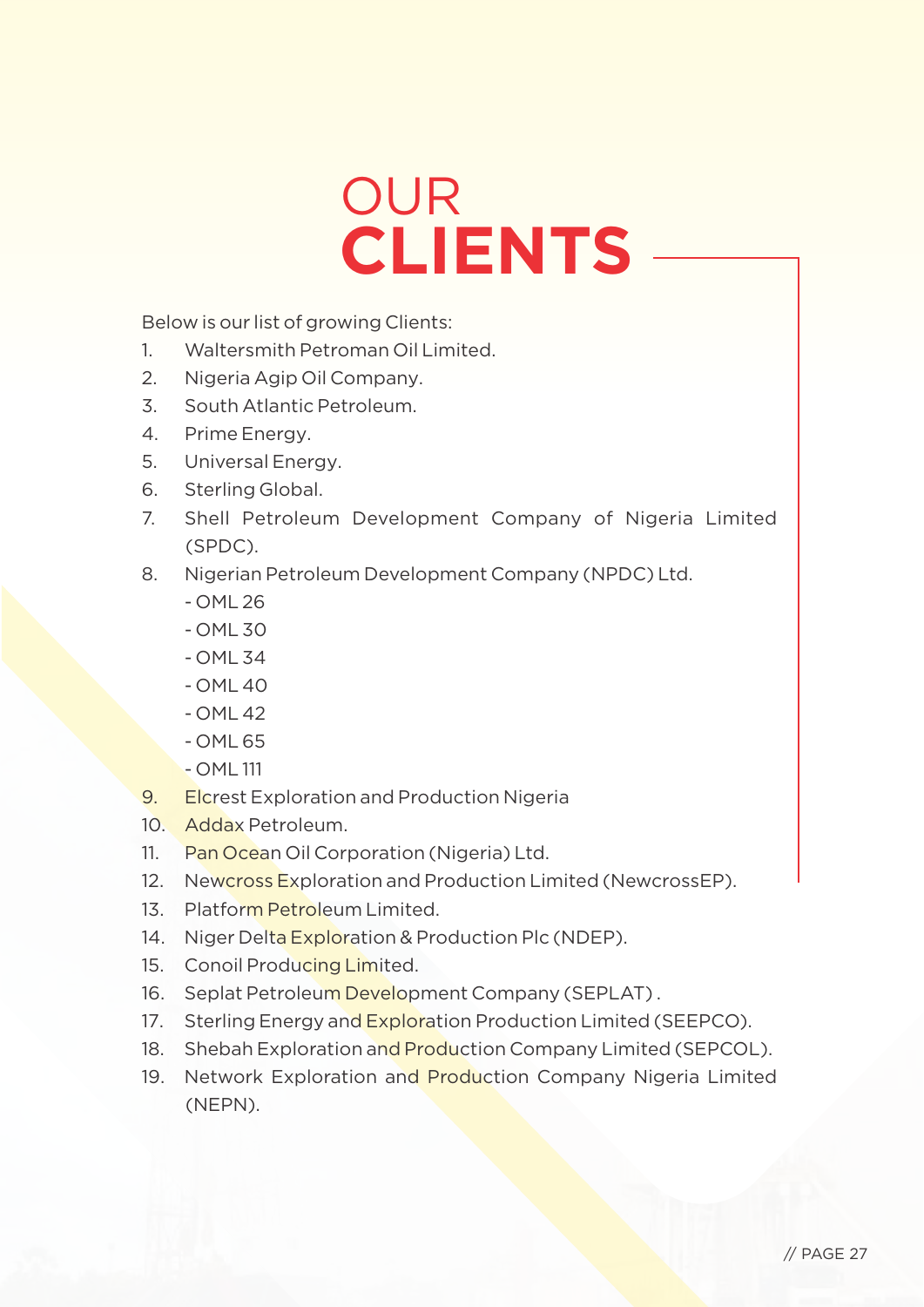# OUR **CLIENTS**

Below is our list of growing Clients:

1. Waltersmith Petroman Oil Limited.
2. Nigeria Agip Oil Company.
3. South Atlantic Petroleum.
4. Prime Energy.
5. Universal Energy.
6. Sterling Global.
7. Shell Petroleum Development Company of Nigeria Limited (SPDC).
8. Nigerian Petroleum Development Company (NPDC) Ltd.
   - OML 26
   - OML 30
   - OML 34
   - OML 40
   - OML 42
   - OML 65
   - OML 111
9. Elcrest Exploration and Production Nigeria
10. Addax Petroleum.
11. Pan Ocean Oil Corporation (Nigeria) Ltd.
12. Newcross Exploration and Production Limited (NewcrossEP).
13. Platform Petroleum Limited.
14. Niger Delta Exploration & Production Plc (NDEP).
15. Conoil Producing Limited.
16. Seplat Petroleum Development Company (SEPLAT) .
17. Sterling Energy and Exploration Production Limited (SEEPCO).
18. Shebah Exploration and Production Company Limited (SEPCOL).
19. Network Exploration and Production Company Nigeria Limited (NEPN).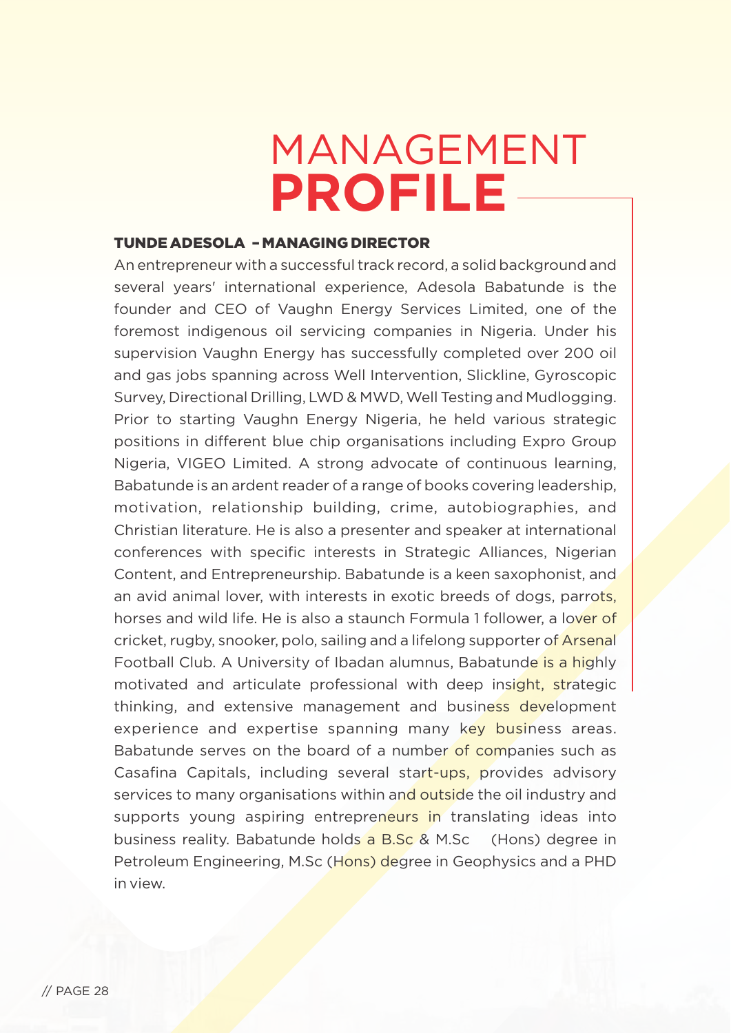# MANAGEMENT **PROFILE**

### TUNDE ADESOLA – MANAGING DIRECTOR

An entrepreneur with a successful track record, a solid background and several years' international experience, Adesola Babatunde is the founder and CEO of Vaughn Energy Services Limited, one of the foremost indigenous oil servicing companies in Nigeria. Under his supervision Vaughn Energy has successfully completed over 200 oil and gas jobs spanning across Well Intervention, Slickline, Gyroscopic Survey, Directional Drilling, LWD & MWD, Well Testing and Mudlogging. Prior to starting Vaughn Energy Nigeria, he held various strategic positions in different blue chip organisations including Expro Group Nigeria, VIGEO Limited. A strong advocate of continuous learning, Babatunde is an ardent reader of a range of books covering leadership, motivation, relationship building, crime, autobiographies, and Christian literature. He is also a presenter and speaker at international conferences with specific interests in Strategic Alliances, Nigerian Content, and Entrepreneurship. Babatunde is a keen saxophonist, and an avid animal lover, with interests in exotic breeds of dogs, parrots, horses and wild life. He is also a staunch Formula 1 follower, a lover of cricket, rugby, snooker, polo, sailing and a lifelong supporter of Arsenal Football Club. A University of Ibadan alumnus, Babatunde is a highly motivated and articulate professional with deep insight, strategic thinking, and extensive management and business development experience and expertise spanning many key business areas. Babatunde serves on the board of a number of companies such as Casafina Capitals, including several start-ups, provides advisory services to many organisations within and outside the oil industry and supports young aspiring entrepreneurs in translating ideas into business reality. Babatunde holds a B.Sc & M.Sc (Hons) degree in Petroleum Engineering, M.Sc (Hons) degree in Geophysics and a PHD in view.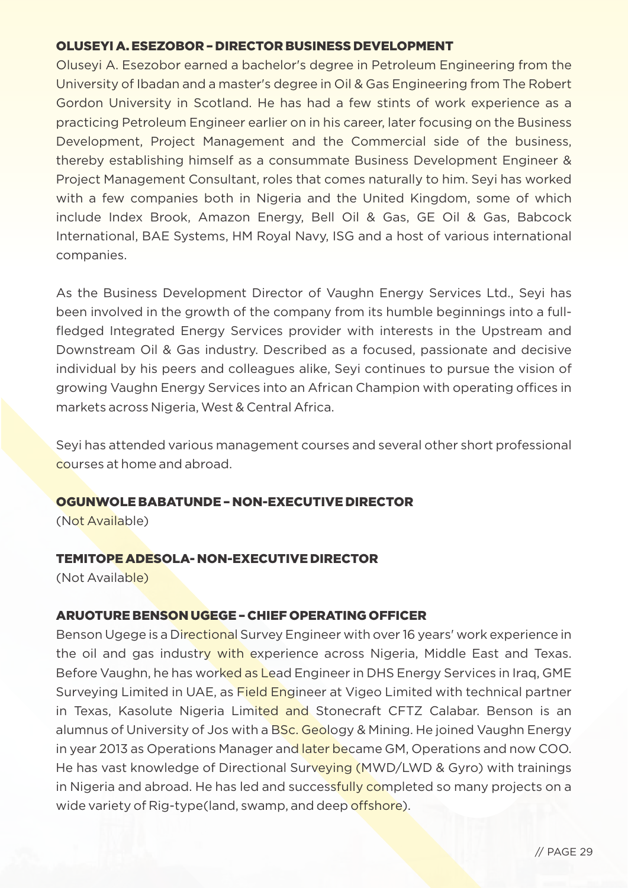### OLUSEYI A. ESEZOBOR – DIRECTOR BUSINESS DEVELOPMENT

Oluseyi A. Esezobor earned a bachelor's degree in Petroleum Engineering from the University of Ibadan and a master's degree in Oil & Gas Engineering from The Robert Gordon University in Scotland. He has had a few stints of work experience as a practicing Petroleum Engineer earlier on in his career, later focusing on the Business Development, Project Management and the Commercial side of the business, thereby establishing himself as a consummate Business Development Engineer & Project Management Consultant, roles that comes naturally to him. Seyi has worked with a few companies both in Nigeria and the United Kingdom, some of which include Index Brook, Amazon Energy, Bell Oil & Gas, GE Oil & Gas, Babcock International, BAE Systems, HM Royal Navy, ISG and a host of various international companies.

As the Business Development Director of Vaughn Energy Services Ltd., Seyi has been involved in the growth of the company from its humble beginnings into a full-fledged Integrated Energy Services provider with interests in the Upstream and Downstream Oil & Gas industry. Described as a focused, passionate and decisive individual by his peers and colleagues alike, Seyi continues to pursue the vision of growing Vaughn Energy Services into an African Champion with operating offices in markets across Nigeria, West & Central Africa.

Seyi has attended various management courses and several other short professional courses at home and abroad.

### OGUNWOLE BABATUNDE – NON-EXECUTIVE DIRECTOR

(Not Available)

### TEMITOPE ADESOLA- NON-EXECUTIVE DIRECTOR

(Not Available)

### ARUOTURE BENSON UGEGE – CHIEF OPERATING OFFICER

Benson Ugege is a Directional Survey Engineer with over 16 years' work experience in the oil and gas industry with experience across Nigeria, Middle East and Texas. Before Vaughn, he has worked as Lead Engineer in DHS Energy Services in Iraq, GME Surveying Limited in UAE, as Field Engineer at Vigeo Limited with technical partner in Texas, Kasolute Nigeria Limited and Stonecraft CFTZ Calabar. Benson is an alumnus of University of Jos with a BSc. Geology & Mining. He joined Vaughn Energy in year 2013 as Operations Manager and later became GM, Operations and now COO. He has vast knowledge of Directional Surveying (MWD/LWD & Gyro) with trainings in Nigeria and abroad. He has led and successfully completed so many projects on a wide variety of Rig-type(land, swamp, and deep offshore).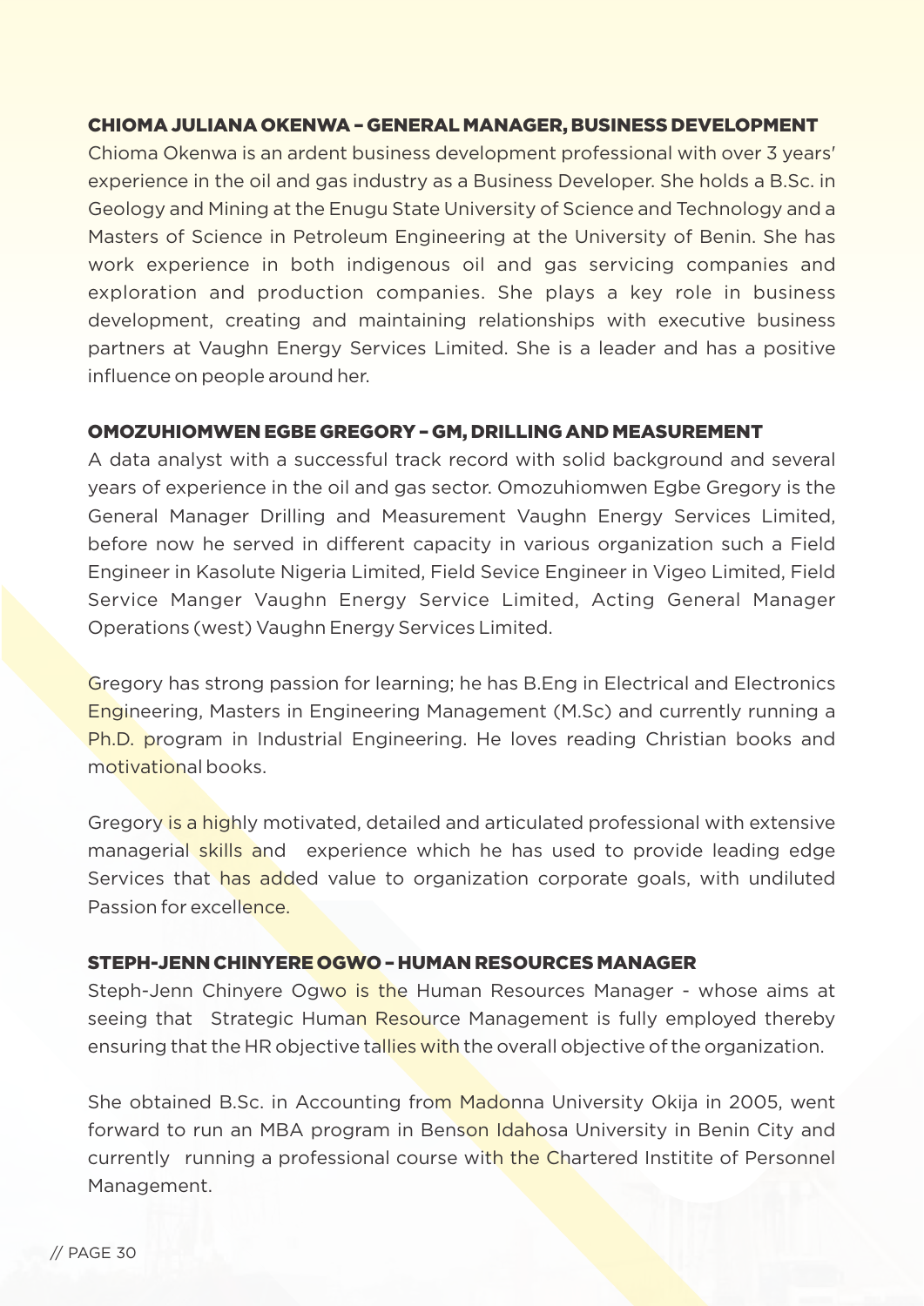### CHIOMA JULIANA OKENWA – GENERAL MANAGER, BUSINESS DEVELOPMENT

Chioma Okenwa is an ardent business development professional with over 3 years' experience in the oil and gas industry as a Business Developer. She holds a B.Sc. in Geology and Mining at the Enugu State University of Science and Technology and a Masters of Science in Petroleum Engineering at the University of Benin. She has work experience in both indigenous oil and gas servicing companies and exploration and production companies. She plays a key role in business development, creating and maintaining relationships with executive business partners at Vaughn Energy Services Limited. She is a leader and has a positive influence on people around her.

### OMOZUHIOMWEN EGBE GREGORY – GM, DRILLING AND MEASUREMENT

A data analyst with a successful track record with solid background and several years of experience in the oil and gas sector. Omozuhiomwen Egbe Gregory is the General Manager Drilling and Measurement Vaughn Energy Services Limited, before now he served in different capacity in various organization such a Field Engineer in Kasolute Nigeria Limited, Field Sevice Engineer in Vigeo Limited, Field Service Manger Vaughn Energy Service Limited, Acting General Manager Operations (west) Vaughn Energy Services Limited.

Gregory has strong passion for learning; he has B.Eng in Electrical and Electronics Engineering, Masters in Engineering Management (M.Sc) and currently running a Ph.D. program in Industrial Engineering. He loves reading Christian books and motivational books.

Gregory is a highly motivated, detailed and articulated professional with extensive managerial skills and experience which he has used to provide leading edge Services that has added value to organization corporate goals, with undiluted Passion for excellence.

### STEPH-JENN CHINYERE OGWO – HUMAN RESOURCES MANAGER

Steph-Jenn Chinyere Ogwo is the Human Resources Manager - whose aims at seeing that Strategic Human Resource Management is fully employed thereby ensuring that the HR objective tallies with the overall objective of the organization.

She obtained B.Sc. in Accounting from Madonna University Okija in 2005, went forward to run an MBA program in Benson Idahosa University in Benin City and currently running a professional course with the Chartered Institite of Personnel Management.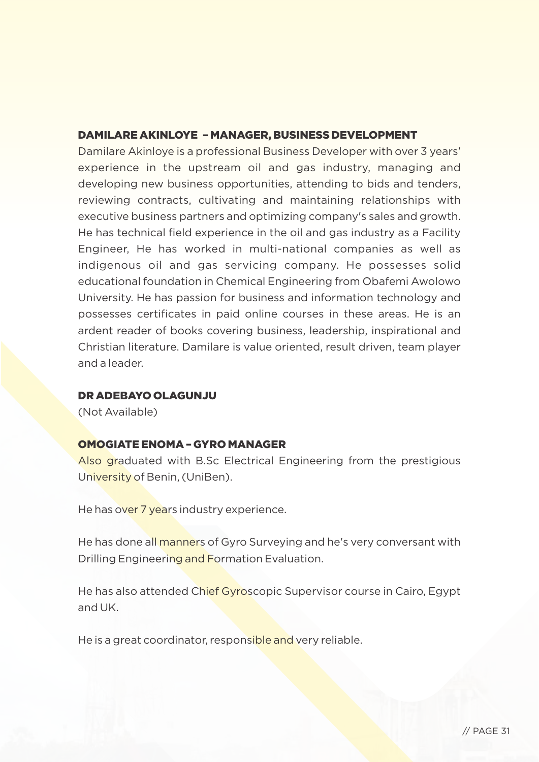### DAMILARE AKINLOYE - MANAGER, BUSINESS DEVELOPMENT

Damilare Akinloye is a professional Business Developer with over 3 years' experience in the upstream oil and gas industry, managing and developing new business opportunities, attending to bids and tenders, reviewing contracts, cultivating and maintaining relationships with executive business partners and optimizing company's sales and growth. He has technical field experience in the oil and gas industry as a Facility Engineer, He has worked in multi-national companies as well as indigenous oil and gas servicing company. He possesses solid educational foundation in Chemical Engineering from Obafemi Awolowo University. He has passion for business and information technology and possesses certificates in paid online courses in these areas. He is an ardent reader of books covering business, leadership, inspirational and Christian literature. Damilare is value oriented, result driven, team player and a leader.

### DR ADEBAYO OLAGUNJU

(Not Available)

### OMOGIATE ENOMA – GYRO MANAGER

Also graduated with B.Sc Electrical Engineering from the prestigious University of Benin, (UniBen).

He has over 7 years industry experience.

He has done all manners of Gyro Surveying and he's very conversant with Drilling Engineering and Formation Evaluation.

He has also attended Chief Gyroscopic Supervisor course in Cairo, Egypt and UK.

He is a great coordinator, responsible and very reliable.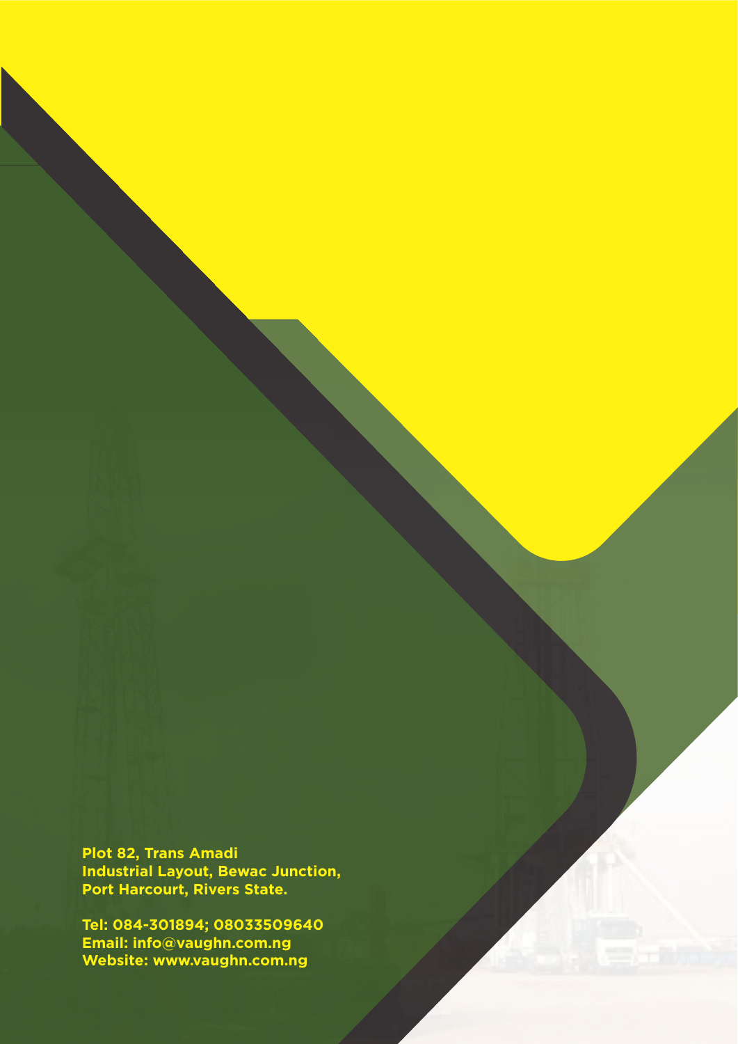**Plot 82, Trans Amadi**
**Industrial Layout, Bewac Junction,**
**Port Harcourt, Rivers State.**

**Tel: 084-301894; 08033509640**
**Email: info@vaughn.com.ng**
**Website: www.vaughn.com.ng**